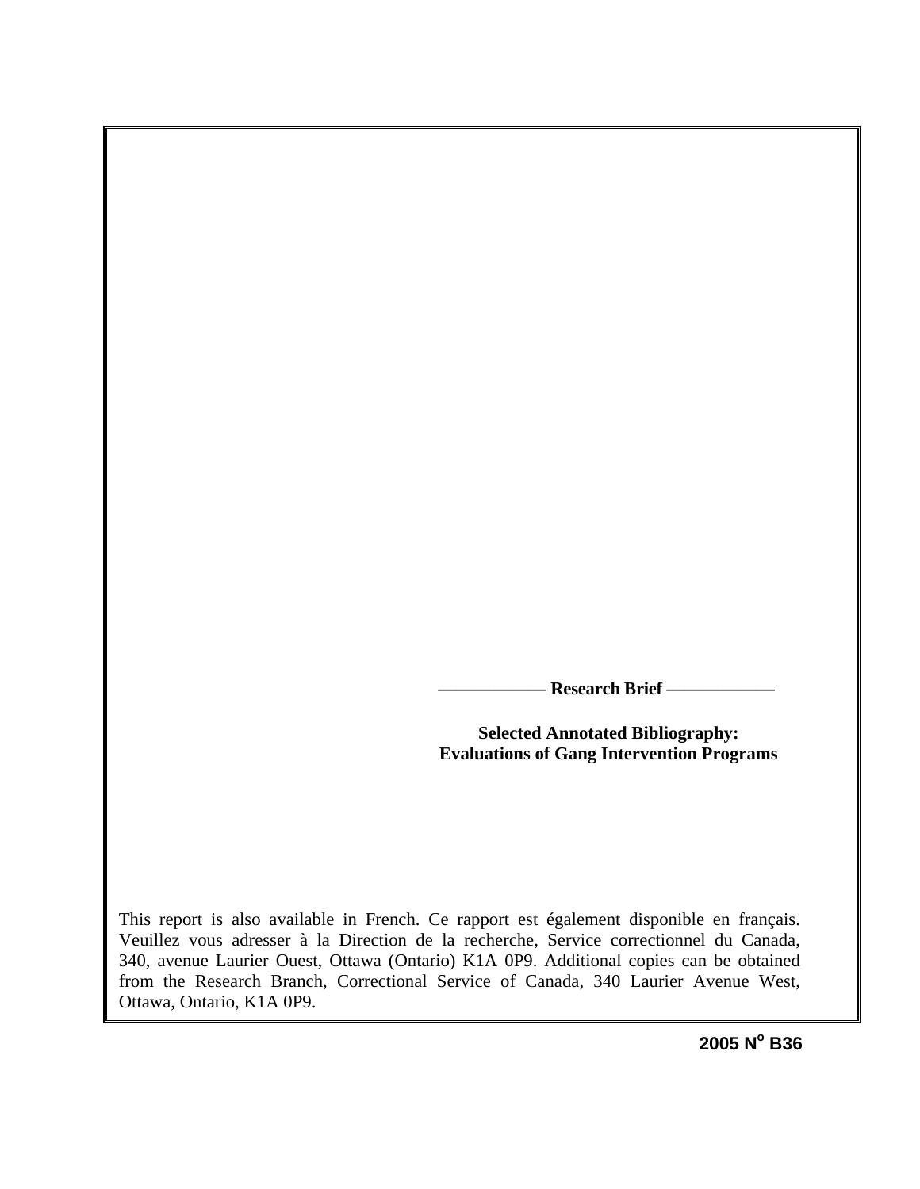**——————— Research Brief ———————**

# Selected Annotated Bibliography: Evaluations of Gang Intervention Programs

This report is also available in French. Ce rapport est également disponible en français. Veuillez vous adresser à la Direction de la recherche, Service correctionnel du Canada, 340, avenue Laurier Ouest, Ottawa (Ontario) K1A 0P9. Additional copies can be obtained from the Research Branch, Correctional Service of Canada, 340 Laurier Avenue West, Ottawa, Ontario, K1A 0P9.

**2005 N$^{o}$ B36**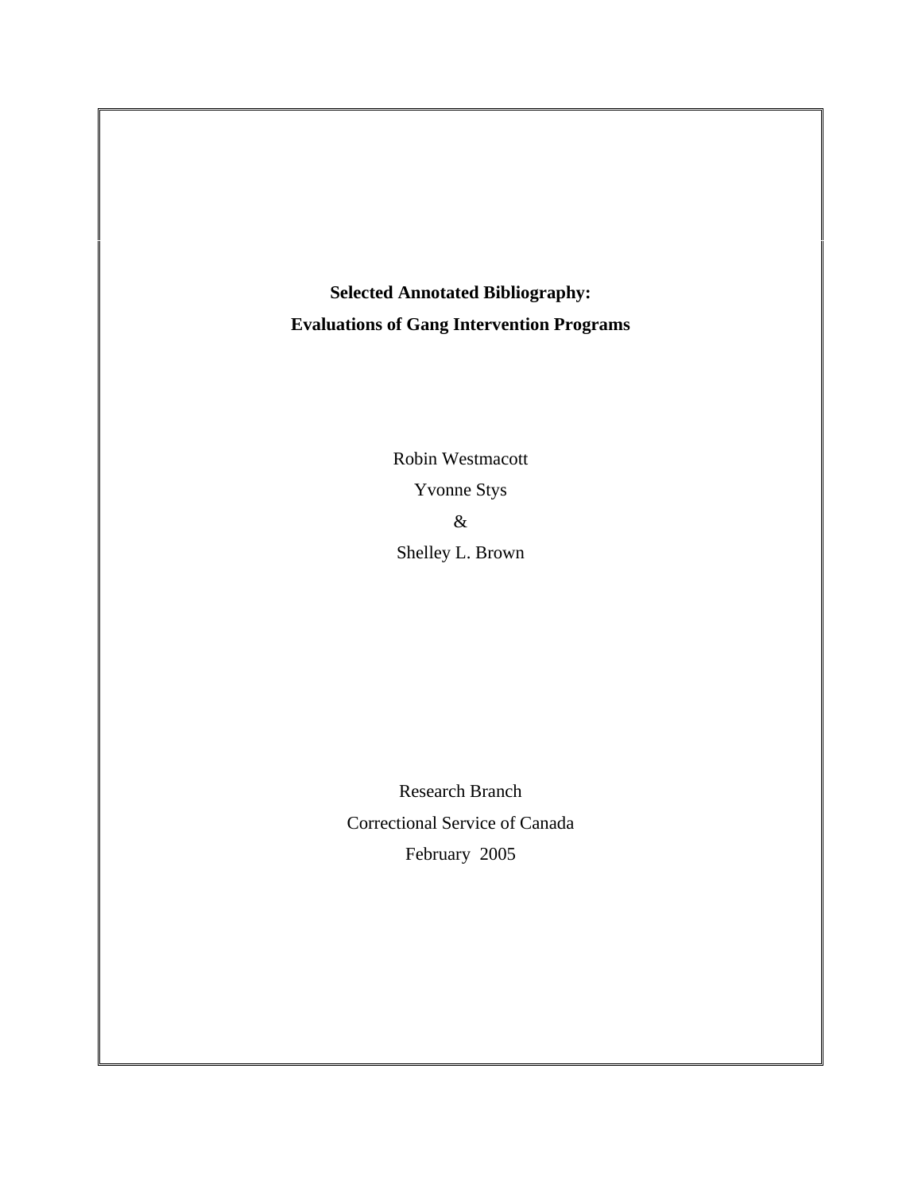**Selected Annotated Bibliography:**

**Evaluations of Gang Intervention Programs**

Robin Westmacott

Yvonne Stys

&

Shelley L. Brown

Research Branch

Correctional Service of Canada

February 2005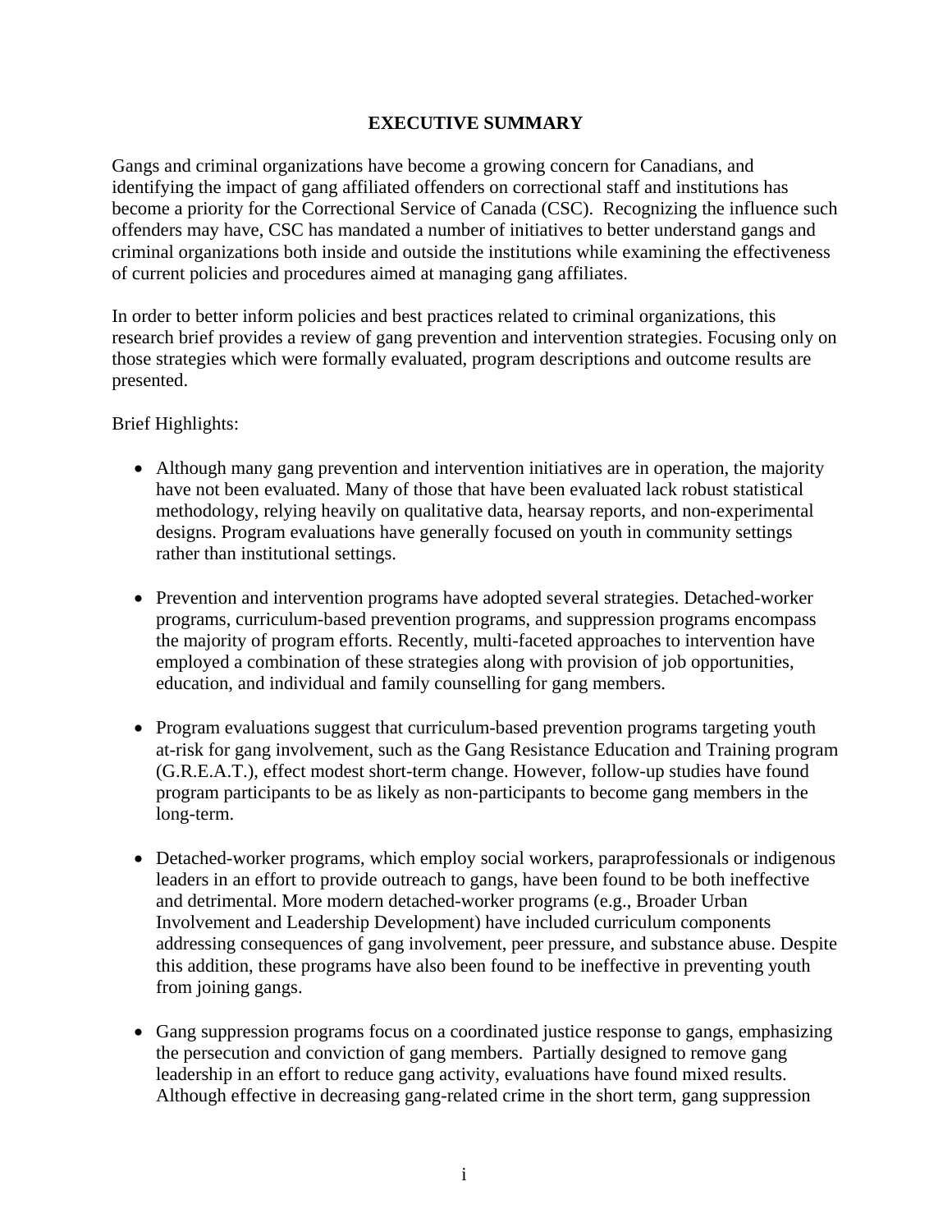## EXECUTIVE SUMMARY

Gangs and criminal organizations have become a growing concern for Canadians, and identifying the impact of gang affiliated offenders on correctional staff and institutions has become a priority for the Correctional Service of Canada (CSC). Recognizing the influence such offenders may have, CSC has mandated a number of initiatives to better understand gangs and criminal organizations both inside and outside the institutions while examining the effectiveness of current policies and procedures aimed at managing gang affiliates.

In order to better inform policies and best practices related to criminal organizations, this research brief provides a review of gang prevention and intervention strategies. Focusing only on those strategies which were formally evaluated, program descriptions and outcome results are presented.

Brief Highlights:

- Although many gang prevention and intervention initiatives are in operation, the majority have not been evaluated. Many of those that have been evaluated lack robust statistical methodology, relying heavily on qualitative data, hearsay reports, and non-experimental designs. Program evaluations have generally focused on youth in community settings rather than institutional settings.

- Prevention and intervention programs have adopted several strategies. Detached-worker programs, curriculum-based prevention programs, and suppression programs encompass the majority of program efforts. Recently, multi-faceted approaches to intervention have employed a combination of these strategies along with provision of job opportunities, education, and individual and family counselling for gang members.

- Program evaluations suggest that curriculum-based prevention programs targeting youth at-risk for gang involvement, such as the Gang Resistance Education and Training program (G.R.E.A.T.), effect modest short-term change. However, follow-up studies have found program participants to be as likely as non-participants to become gang members in the long-term.

- Detached-worker programs, which employ social workers, paraprofessionals or indigenous leaders in an effort to provide outreach to gangs, have been found to be both ineffective and detrimental. More modern detached-worker programs (e.g., Broader Urban Involvement and Leadership Development) have included curriculum components addressing consequences of gang involvement, peer pressure, and substance abuse. Despite this addition, these programs have also been found to be ineffective in preventing youth from joining gangs.

- Gang suppression programs focus on a coordinated justice response to gangs, emphasizing the persecution and conviction of gang members. Partially designed to remove gang leadership in an effort to reduce gang activity, evaluations have found mixed results. Although effective in decreasing gang-related crime in the short term, gang suppression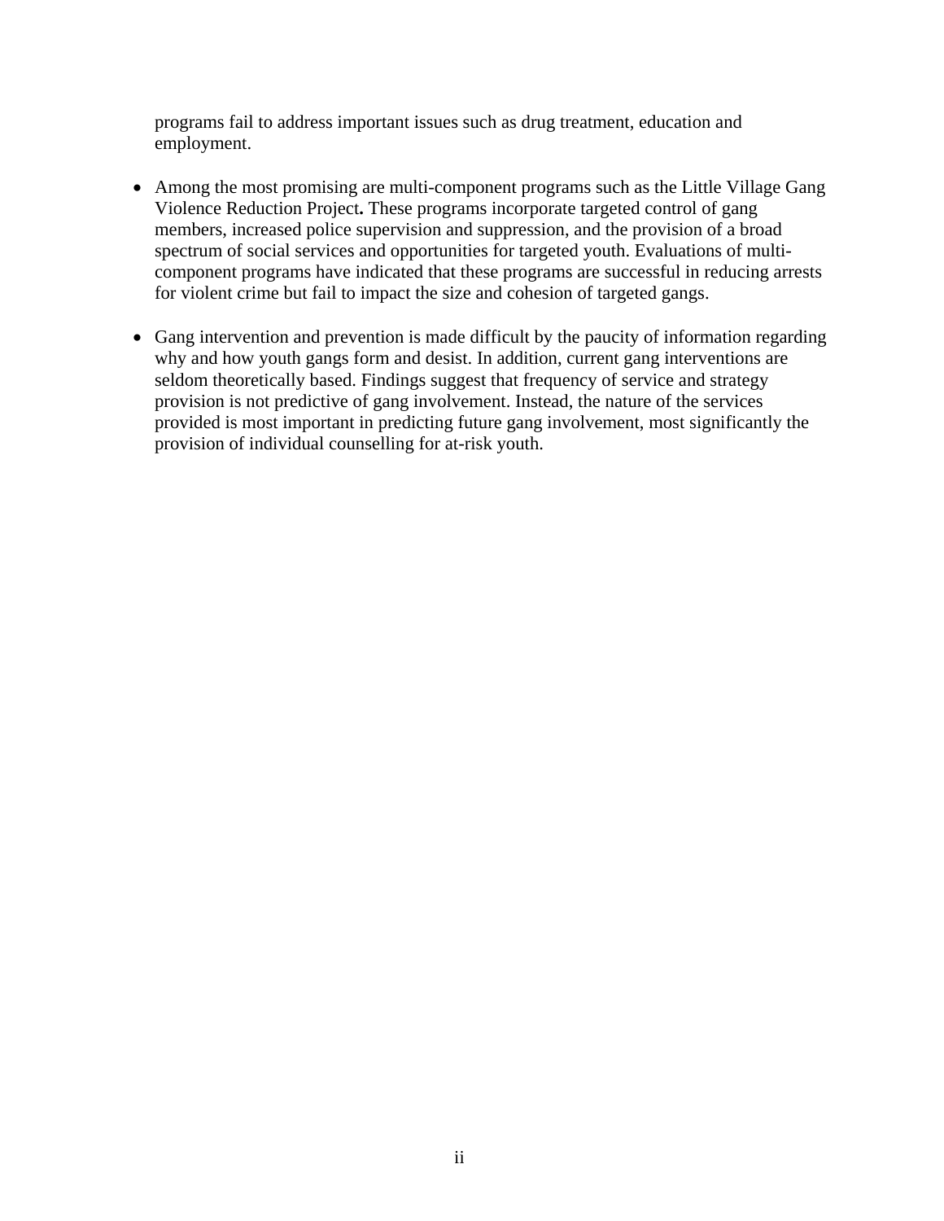programs fail to address important issues such as drug treatment, education and employment.

- Among the most promising are multi-component programs such as the Little Village Gang Violence Reduction Project**.** These programs incorporate targeted control of gang members, increased police supervision and suppression, and the provision of a broad spectrum of social services and opportunities for targeted youth. Evaluations of multi-component programs have indicated that these programs are successful in reducing arrests for violent crime but fail to impact the size and cohesion of targeted gangs.

- Gang intervention and prevention is made difficult by the paucity of information regarding why and how youth gangs form and desist. In addition, current gang interventions are seldom theoretically based. Findings suggest that frequency of service and strategy provision is not predictive of gang involvement. Instead, the nature of the services provided is most important in predicting future gang involvement, most significantly the provision of individual counselling for at-risk youth.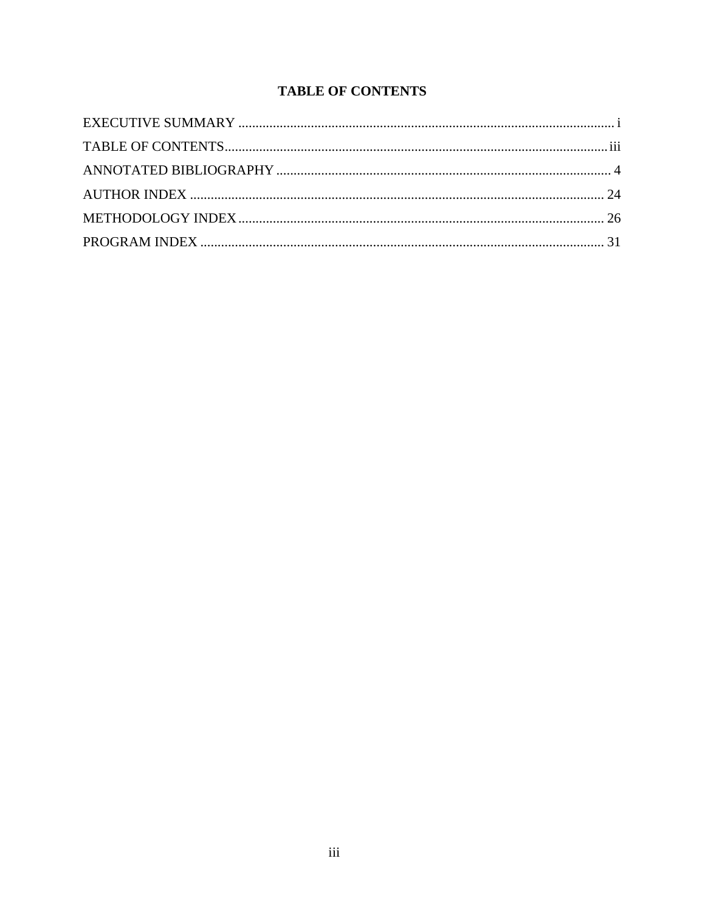# TABLE OF CONTENTS

EXECUTIVE SUMMARY ........................................................................................................ i

TABLE OF CONTENTS...................................................................................................... iii

ANNOTATED BIBLIOGRAPHY ........................................................................................ 4

AUTHOR INDEX .............................................................................................................. 24

METHODOLOGY INDEX................................................................................................. 26

PROGRAM INDEX ........................................................................................................... 31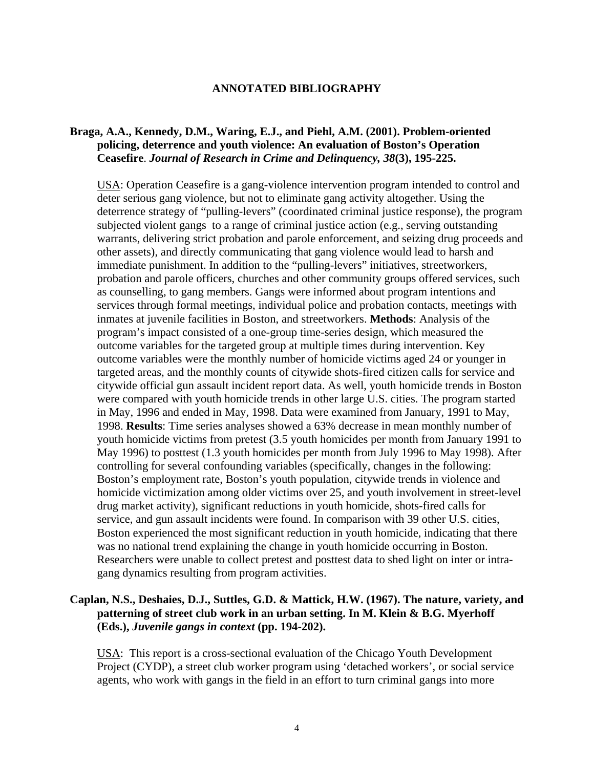## ANNOTATED BIBLIOGRAPHY

**Braga, A.A., Kennedy, D.M., Waring, E.J., and Piehl, A.M. (2001). Problem-oriented policing, deterrence and youth violence: An evaluation of Boston's Operation Ceasefire**. ***Journal of Research in Crime and Delinquency, 38*(3), 195-225.**

USA: Operation Ceasefire is a gang-violence intervention program intended to control and deter serious gang violence, but not to eliminate gang activity altogether. Using the deterrence strategy of "pulling-levers" (coordinated criminal justice response), the program subjected violent gangs to a range of criminal justice action (e.g., serving outstanding warrants, delivering strict probation and parole enforcement, and seizing drug proceeds and other assets), and directly communicating that gang violence would lead to harsh and immediate punishment. In addition to the "pulling-levers" initiatives, streetworkers, probation and parole officers, churches and other community groups offered services, such as counselling, to gang members. Gangs were informed about program intentions and services through formal meetings, individual police and probation contacts, meetings with inmates at juvenile facilities in Boston, and streetworkers. **Methods**: Analysis of the program's impact consisted of a one-group time-series design, which measured the outcome variables for the targeted group at multiple times during intervention. Key outcome variables were the monthly number of homicide victims aged 24 or younger in targeted areas, and the monthly counts of citywide shots-fired citizen calls for service and citywide official gun assault incident report data. As well, youth homicide trends in Boston were compared with youth homicide trends in other large U.S. cities. The program started in May, 1996 and ended in May, 1998. Data were examined from January, 1991 to May, 1998. **Results**: Time series analyses showed a 63% decrease in mean monthly number of youth homicide victims from pretest (3.5 youth homicides per month from January 1991 to May 1996) to posttest (1.3 youth homicides per month from July 1996 to May 1998). After controlling for several confounding variables (specifically, changes in the following: Boston's employment rate, Boston's youth population, citywide trends in violence and homicide victimization among older victims over 25, and youth involvement in street-level drug market activity), significant reductions in youth homicide, shots-fired calls for service, and gun assault incidents were found. In comparison with 39 other U.S. cities, Boston experienced the most significant reduction in youth homicide, indicating that there was no national trend explaining the change in youth homicide occurring in Boston. Researchers were unable to collect pretest and posttest data to shed light on inter or intra-gang dynamics resulting from program activities.

**Caplan, N.S., Deshaies, D.J., Suttles, G.D. & Mattick, H.W. (1967). The nature, variety, and patterning of street club work in an urban setting. In M. Klein & B.G. Myerhoff (Eds.), *Juvenile gangs in context* (pp. 194-202).**

USA: This report is a cross-sectional evaluation of the Chicago Youth Development Project (CYDP), a street club worker program using 'detached workers', or social service agents, who work with gangs in the field in an effort to turn criminal gangs into more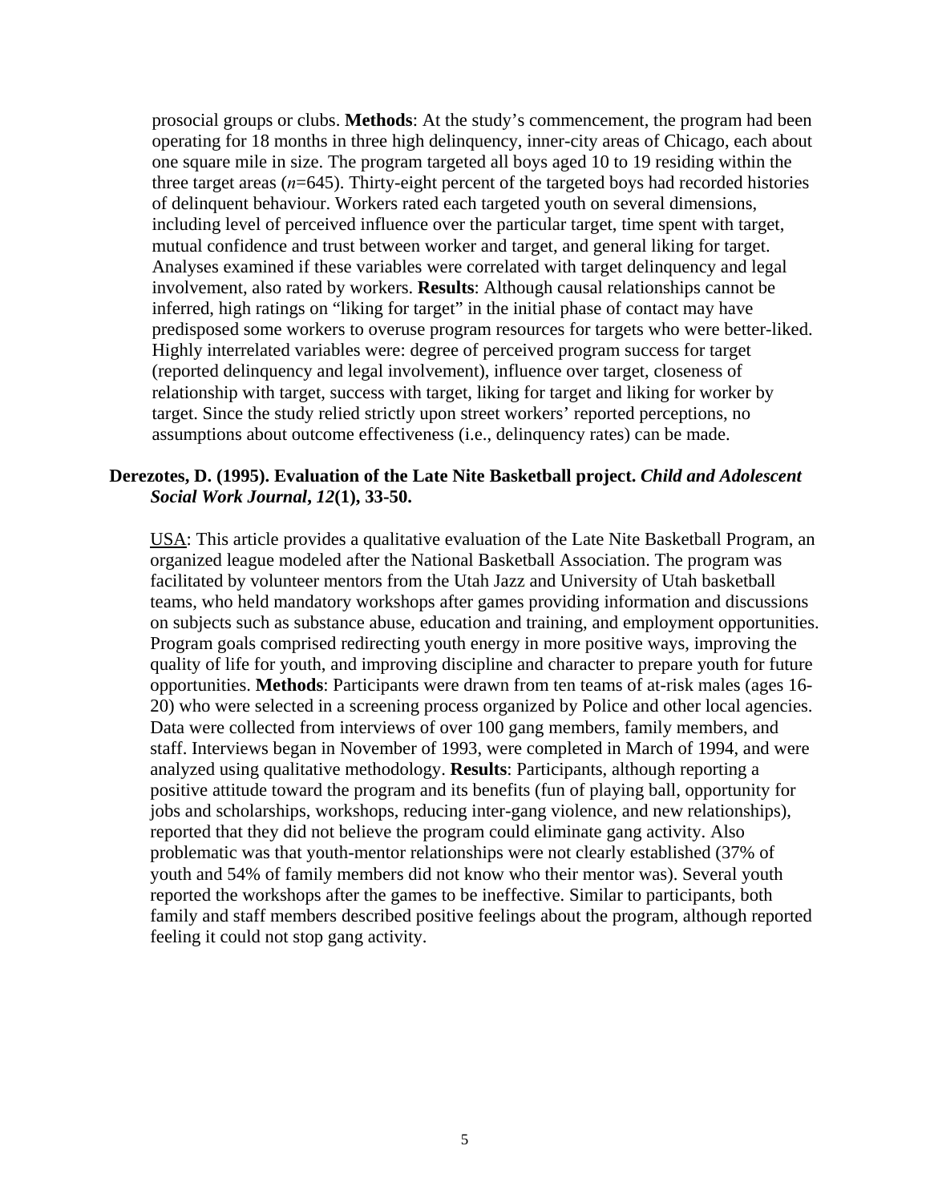prosocial groups or clubs. **Methods**: At the study's commencement, the program had been operating for 18 months in three high delinquency, inner-city areas of Chicago, each about one square mile in size. The program targeted all boys aged 10 to 19 residing within the three target areas (*n*=645). Thirty-eight percent of the targeted boys had recorded histories of delinquent behaviour. Workers rated each targeted youth on several dimensions, including level of perceived influence over the particular target, time spent with target, mutual confidence and trust between worker and target, and general liking for target. Analyses examined if these variables were correlated with target delinquency and legal involvement, also rated by workers. **Results**: Although causal relationships cannot be inferred, high ratings on "liking for target" in the initial phase of contact may have predisposed some workers to overuse program resources for targets who were better-liked. Highly interrelated variables were: degree of perceived program success for target (reported delinquency and legal involvement), influence over target, closeness of relationship with target, success with target, liking for target and liking for worker by target. Since the study relied strictly upon street workers' reported perceptions, no assumptions about outcome effectiveness (i.e., delinquency rates) can be made.

**Derezotes, D. (1995). Evaluation of the Late Nite Basketball project. *Child and Adolescent Social Work Journal*, *12*(1), 33-50.**

<u>USA</u>: This article provides a qualitative evaluation of the Late Nite Basketball Program, an organized league modeled after the National Basketball Association. The program was facilitated by volunteer mentors from the Utah Jazz and University of Utah basketball teams, who held mandatory workshops after games providing information and discussions on subjects such as substance abuse, education and training, and employment opportunities. Program goals comprised redirecting youth energy in more positive ways, improving the quality of life for youth, and improving discipline and character to prepare youth for future opportunities. **Methods**: Participants were drawn from ten teams of at-risk males (ages 16-20) who were selected in a screening process organized by Police and other local agencies. Data were collected from interviews of over 100 gang members, family members, and staff. Interviews began in November of 1993, were completed in March of 1994, and were analyzed using qualitative methodology. **Results**: Participants, although reporting a positive attitude toward the program and its benefits (fun of playing ball, opportunity for jobs and scholarships, workshops, reducing inter-gang violence, and new relationships), reported that they did not believe the program could eliminate gang activity. Also problematic was that youth-mentor relationships were not clearly established (37% of youth and 54% of family members did not know who their mentor was). Several youth reported the workshops after the games to be ineffective. Similar to participants, both family and staff members described positive feelings about the program, although reported feeling it could not stop gang activity.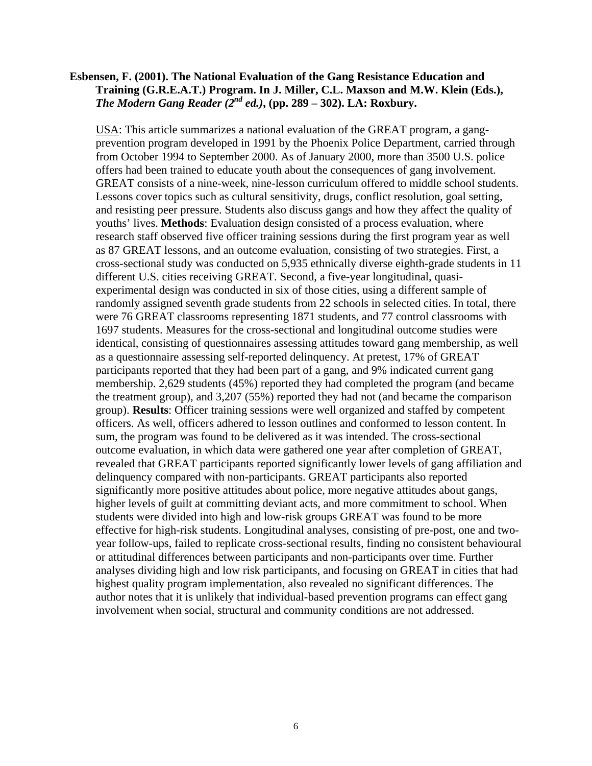**Esbensen, F. (2001). The National Evaluation of the Gang Resistance Education and Training (G.R.E.A.T.) Program. In J. Miller, C.L. Maxson and M.W. Klein (Eds.), *The Modern Gang Reader (2nd ed.)*, (pp. 289 – 302). LA: Roxbury.**

USA: This article summarizes a national evaluation of the GREAT program, a gang-prevention program developed in 1991 by the Phoenix Police Department, carried through from October 1994 to September 2000. As of January 2000, more than 3500 U.S. police offers had been trained to educate youth about the consequences of gang involvement. GREAT consists of a nine-week, nine-lesson curriculum offered to middle school students. Lessons cover topics such as cultural sensitivity, drugs, conflict resolution, goal setting, and resisting peer pressure. Students also discuss gangs and how they affect the quality of youths' lives. **Methods**: Evaluation design consisted of a process evaluation, where research staff observed five officer training sessions during the first program year as well as 87 GREAT lessons, and an outcome evaluation, consisting of two strategies. First, a cross-sectional study was conducted on 5,935 ethnically diverse eighth-grade students in 11 different U.S. cities receiving GREAT. Second, a five-year longitudinal, quasi-experimental design was conducted in six of those cities, using a different sample of randomly assigned seventh grade students from 22 schools in selected cities. In total, there were 76 GREAT classrooms representing 1871 students, and 77 control classrooms with 1697 students. Measures for the cross-sectional and longitudinal outcome studies were identical, consisting of questionnaires assessing attitudes toward gang membership, as well as a questionnaire assessing self-reported delinquency. At pretest, 17% of GREAT participants reported that they had been part of a gang, and 9% indicated current gang membership. 2,629 students (45%) reported they had completed the program (and became the treatment group), and 3,207 (55%) reported they had not (and became the comparison group). **Results**: Officer training sessions were well organized and staffed by competent officers. As well, officers adhered to lesson outlines and conformed to lesson content. In sum, the program was found to be delivered as it was intended. The cross-sectional outcome evaluation, in which data were gathered one year after completion of GREAT, revealed that GREAT participants reported significantly lower levels of gang affiliation and delinquency compared with non-participants. GREAT participants also reported significantly more positive attitudes about police, more negative attitudes about gangs, higher levels of guilt at committing deviant acts, and more commitment to school. When students were divided into high and low-risk groups GREAT was found to be more effective for high-risk students. Longitudinal analyses, consisting of pre-post, one and two-year follow-ups, failed to replicate cross-sectional results, finding no consistent behavioural or attitudinal differences between participants and non-participants over time. Further analyses dividing high and low risk participants, and focusing on GREAT in cities that had highest quality program implementation, also revealed no significant differences. The author notes that it is unlikely that individual-based prevention programs can effect gang involvement when social, structural and community conditions are not addressed.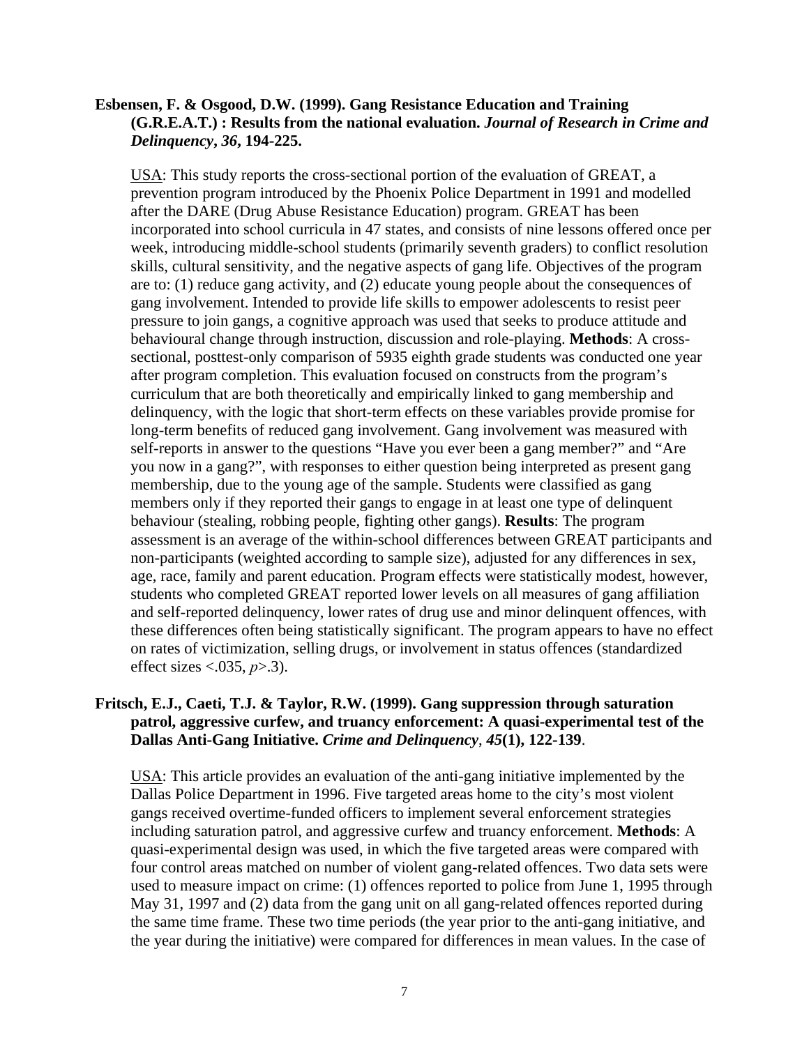**Esbensen, F. & Osgood, D.W. (1999). Gang Resistance Education and Training (G.R.E.A.T.) : Results from the national evaluation. *Journal of Research in Crime and Delinquency*, *36*, 194-225.**

USA: This study reports the cross-sectional portion of the evaluation of GREAT, a prevention program introduced by the Phoenix Police Department in 1991 and modelled after the DARE (Drug Abuse Resistance Education) program. GREAT has been incorporated into school curricula in 47 states, and consists of nine lessons offered once per week, introducing middle-school students (primarily seventh graders) to conflict resolution skills, cultural sensitivity, and the negative aspects of gang life. Objectives of the program are to: (1) reduce gang activity, and (2) educate young people about the consequences of gang involvement. Intended to provide life skills to empower adolescents to resist peer pressure to join gangs, a cognitive approach was used that seeks to produce attitude and behavioural change through instruction, discussion and role-playing. **Methods**: A cross-sectional, posttest-only comparison of 5935 eighth grade students was conducted one year after program completion. This evaluation focused on constructs from the program's curriculum that are both theoretically and empirically linked to gang membership and delinquency, with the logic that short-term effects on these variables provide promise for long-term benefits of reduced gang involvement. Gang involvement was measured with self-reports in answer to the questions "Have you ever been a gang member?" and "Are you now in a gang?", with responses to either question being interpreted as present gang membership, due to the young age of the sample. Students were classified as gang members only if they reported their gangs to engage in at least one type of delinquent behaviour (stealing, robbing people, fighting other gangs). **Results**: The program assessment is an average of the within-school differences between GREAT participants and non-participants (weighted according to sample size), adjusted for any differences in sex, age, race, family and parent education. Program effects were statistically modest, however, students who completed GREAT reported lower levels on all measures of gang affiliation and self-reported delinquency, lower rates of drug use and minor delinquent offences, with these differences often being statistically significant. The program appears to have no effect on rates of victimization, selling drugs, or involvement in status offences (standardized effect sizes <.035, *p*>.3).

**Fritsch, E.J., Caeti, T.J. & Taylor, R.W. (1999). Gang suppression through saturation patrol, aggressive curfew, and truancy enforcement: A quasi-experimental test of the Dallas Anti-Gang Initiative. *Crime and Delinquency*, *45*(1), 122-139**.

USA: This article provides an evaluation of the anti-gang initiative implemented by the Dallas Police Department in 1996. Five targeted areas home to the city's most violent gangs received overtime-funded officers to implement several enforcement strategies including saturation patrol, and aggressive curfew and truancy enforcement. **Methods**: A quasi-experimental design was used, in which the five targeted areas were compared with four control areas matched on number of violent gang-related offences. Two data sets were used to measure impact on crime: (1) offences reported to police from June 1, 1995 through May 31, 1997 and (2) data from the gang unit on all gang-related offences reported during the same time frame. These two time periods (the year prior to the anti-gang initiative, and the year during the initiative) were compared for differences in mean values. In the case of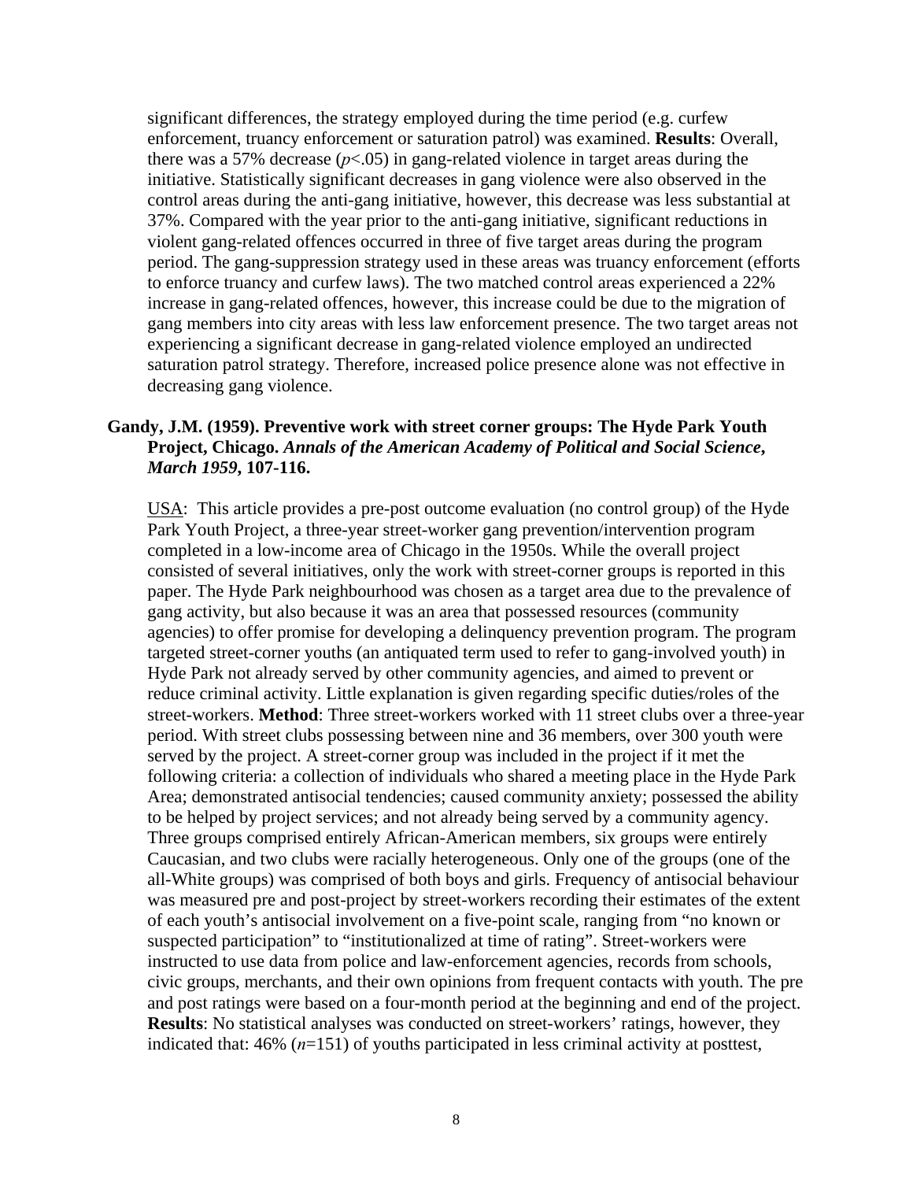significant differences, the strategy employed during the time period (e.g. curfew enforcement, truancy enforcement or saturation patrol) was examined. **Results**: Overall, there was a 57% decrease ($p<.05$) in gang-related violence in target areas during the initiative. Statistically significant decreases in gang violence were also observed in the control areas during the anti-gang initiative, however, this decrease was less substantial at 37%. Compared with the year prior to the anti-gang initiative, significant reductions in violent gang-related offences occurred in three of five target areas during the program period. The gang-suppression strategy used in these areas was truancy enforcement (efforts to enforce truancy and curfew laws). The two matched control areas experienced a 22% increase in gang-related offences, however, this increase could be due to the migration of gang members into city areas with less law enforcement presence. The two target areas not experiencing a significant decrease in gang-related violence employed an undirected saturation patrol strategy. Therefore, increased police presence alone was not effective in decreasing gang violence.

**Gandy, J.M. (1959). Preventive work with street corner groups: The Hyde Park Youth Project, Chicago. *Annals of the American Academy of Political and Social Science, March 1959*, 107-116.**

USA: This article provides a pre-post outcome evaluation (no control group) of the Hyde Park Youth Project, a three-year street-worker gang prevention/intervention program completed in a low-income area of Chicago in the 1950s. While the overall project consisted of several initiatives, only the work with street-corner groups is reported in this paper. The Hyde Park neighbourhood was chosen as a target area due to the prevalence of gang activity, but also because it was an area that possessed resources (community agencies) to offer promise for developing a delinquency prevention program. The program targeted street-corner youths (an antiquated term used to refer to gang-involved youth) in Hyde Park not already served by other community agencies, and aimed to prevent or reduce criminal activity. Little explanation is given regarding specific duties/roles of the street-workers. **Method**: Three street-workers worked with 11 street clubs over a three-year period. With street clubs possessing between nine and 36 members, over 300 youth were served by the project. A street-corner group was included in the project if it met the following criteria: a collection of individuals who shared a meeting place in the Hyde Park Area; demonstrated antisocial tendencies; caused community anxiety; possessed the ability to be helped by project services; and not already being served by a community agency. Three groups comprised entirely African-American members, six groups were entirely Caucasian, and two clubs were racially heterogeneous. Only one of the groups (one of the all-White groups) was comprised of both boys and girls. Frequency of antisocial behaviour was measured pre and post-project by street-workers recording their estimates of the extent of each youth's antisocial involvement on a five-point scale, ranging from "no known or suspected participation" to "institutionalized at time of rating". Street-workers were instructed to use data from police and law-enforcement agencies, records from schools, civic groups, merchants, and their own opinions from frequent contacts with youth. The pre and post ratings were based on a four-month period at the beginning and end of the project. **Results**: No statistical analyses was conducted on street-workers' ratings, however, they indicated that: 46% ($n$=151) of youths participated in less criminal activity at posttest,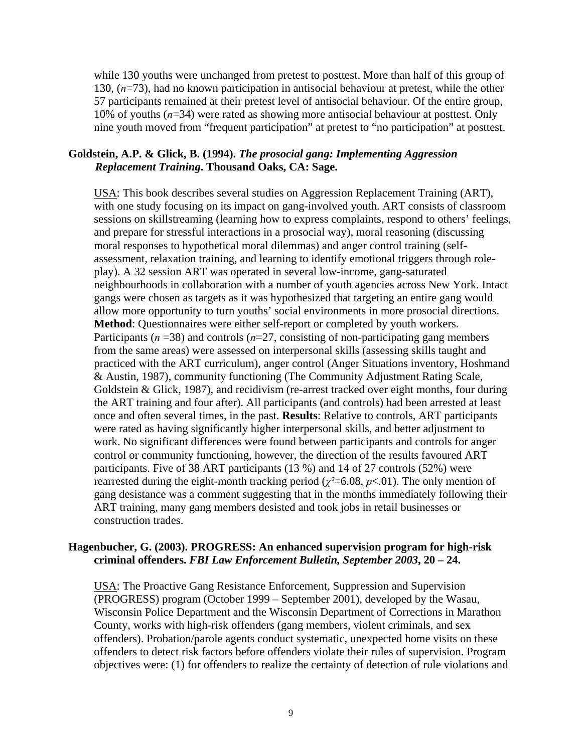while 130 youths were unchanged from pretest to posttest. More than half of this group of 130, (*n*=73), had no known participation in antisocial behaviour at pretest, while the other 57 participants remained at their pretest level of antisocial behaviour. Of the entire group, 10% of youths (*n*=34) were rated as showing more antisocial behaviour at posttest. Only nine youth moved from "frequent participation" at pretest to "no participation" at posttest.

**Goldstein, A.P. & Glick, B. (1994). *The prosocial gang: Implementing Aggression Replacement Training*. Thousand Oaks, CA: Sage.**

USA: This book describes several studies on Aggression Replacement Training (ART), with one study focusing on its impact on gang-involved youth. ART consists of classroom sessions on skillstreaming (learning how to express complaints, respond to others' feelings, and prepare for stressful interactions in a prosocial way), moral reasoning (discussing moral responses to hypothetical moral dilemmas) and anger control training (self-assessment, relaxation training, and learning to identify emotional triggers through role-play). A 32 session ART was operated in several low-income, gang-saturated neighbourhoods in collaboration with a number of youth agencies across New York. Intact gangs were chosen as targets as it was hypothesized that targeting an entire gang would allow more opportunity to turn youths' social environments in more prosocial directions. **Method**: Questionnaires were either self-report or completed by youth workers. Participants (*n* =38) and controls (*n*=27, consisting of non-participating gang members from the same areas) were assessed on interpersonal skills (assessing skills taught and practiced with the ART curriculum), anger control (Anger Situations inventory, Hoshmand & Austin, 1987), community functioning (The Community Adjustment Rating Scale, Goldstein & Glick, 1987), and recidivism (re-arrest tracked over eight months, four during the ART training and four after). All participants (and controls) had been arrested at least once and often several times, in the past. **Results**: Relative to controls, ART participants were rated as having significantly higher interpersonal skills, and better adjustment to work. No significant differences were found between participants and controls for anger control or community functioning, however, the direction of the results favoured ART participants. Five of 38 ART participants (13 %) and 14 of 27 controls (52%) were rearrested during the eight-month tracking period ($\chi^2$=6.08, $p$<.01). The only mention of gang desistance was a comment suggesting that in the months immediately following their ART training, many gang members desisted and took jobs in retail businesses or construction trades.

**Hagenbucher, G. (2003). PROGRESS: An enhanced supervision program for high-risk criminal offenders. *FBI Law Enforcement Bulletin, September 2003*, 20 – 24.**

USA: The Proactive Gang Resistance Enforcement, Suppression and Supervision (PROGRESS) program (October 1999 – September 2001), developed by the Wasau, Wisconsin Police Department and the Wisconsin Department of Corrections in Marathon County, works with high-risk offenders (gang members, violent criminals, and sex offenders). Probation/parole agents conduct systematic, unexpected home visits on these offenders to detect risk factors before offenders violate their rules of supervision. Program objectives were: (1) for offenders to realize the certainty of detection of rule violations and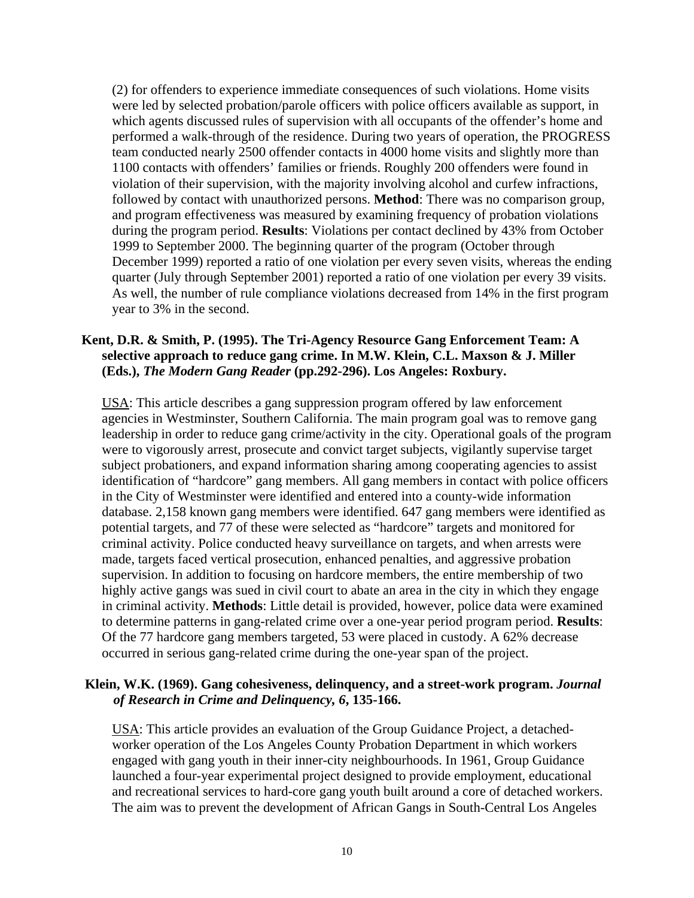(2) for offenders to experience immediate consequences of such violations. Home visits were led by selected probation/parole officers with police officers available as support, in which agents discussed rules of supervision with all occupants of the offender's home and performed a walk-through of the residence. During two years of operation, the PROGRESS team conducted nearly 2500 offender contacts in 4000 home visits and slightly more than 1100 contacts with offenders' families or friends. Roughly 200 offenders were found in violation of their supervision, with the majority involving alcohol and curfew infractions, followed by contact with unauthorized persons. **Method**: There was no comparison group, and program effectiveness was measured by examining frequency of probation violations during the program period. **Results**: Violations per contact declined by 43% from October 1999 to September 2000. The beginning quarter of the program (October through December 1999) reported a ratio of one violation per every seven visits, whereas the ending quarter (July through September 2001) reported a ratio of one violation per every 39 visits. As well, the number of rule compliance violations decreased from 14% in the first program year to 3% in the second.

**Kent, D.R. & Smith, P. (1995). The Tri-Agency Resource Gang Enforcement Team: A selective approach to reduce gang crime. In M.W. Klein, C.L. Maxson & J. Miller (Eds.), *The Modern Gang Reader* (pp.292-296). Los Angeles: Roxbury.**

USA: This article describes a gang suppression program offered by law enforcement agencies in Westminster, Southern California. The main program goal was to remove gang leadership in order to reduce gang crime/activity in the city. Operational goals of the program were to vigorously arrest, prosecute and convict target subjects, vigilantly supervise target subject probationers, and expand information sharing among cooperating agencies to assist identification of "hardcore" gang members. All gang members in contact with police officers in the City of Westminster were identified and entered into a county-wide information database. 2,158 known gang members were identified. 647 gang members were identified as potential targets, and 77 of these were selected as "hardcore" targets and monitored for criminal activity. Police conducted heavy surveillance on targets, and when arrests were made, targets faced vertical prosecution, enhanced penalties, and aggressive probation supervision. In addition to focusing on hardcore members, the entire membership of two highly active gangs was sued in civil court to abate an area in the city in which they engage in criminal activity. **Methods**: Little detail is provided, however, police data were examined to determine patterns in gang-related crime over a one-year period program period. **Results**: Of the 77 hardcore gang members targeted, 53 were placed in custody. A 62% decrease occurred in serious gang-related crime during the one-year span of the project.

**Klein, W.K. (1969). Gang cohesiveness, delinquency, and a street-work program. *Journal of Research in Crime and Delinquency, 6*, 135-166.**

USA: This article provides an evaluation of the Group Guidance Project, a detached-worker operation of the Los Angeles County Probation Department in which workers engaged with gang youth in their inner-city neighbourhoods. In 1961, Group Guidance launched a four-year experimental project designed to provide employment, educational and recreational services to hard-core gang youth built around a core of detached workers. The aim was to prevent the development of African Gangs in South-Central Los Angeles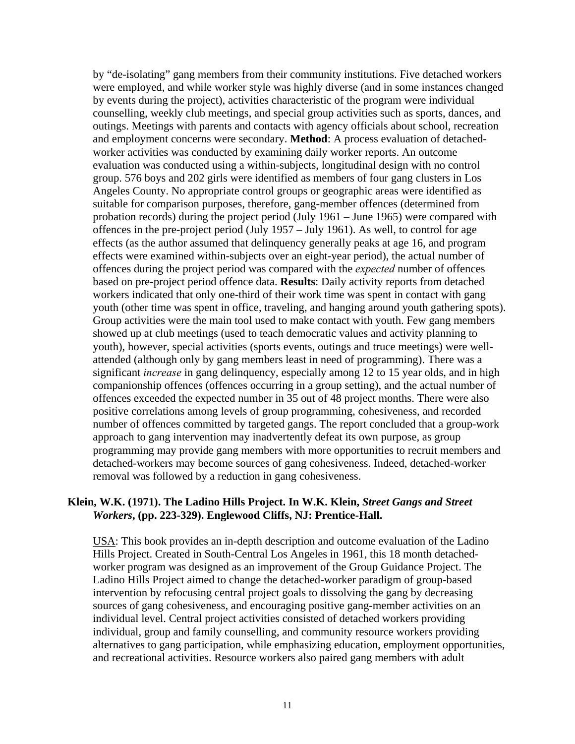by "de-isolating" gang members from their community institutions. Five detached workers were employed, and while worker style was highly diverse (and in some instances changed by events during the project), activities characteristic of the program were individual counselling, weekly club meetings, and special group activities such as sports, dances, and outings. Meetings with parents and contacts with agency officials about school, recreation and employment concerns were secondary. **Method**: A process evaluation of detached-worker activities was conducted by examining daily worker reports. An outcome evaluation was conducted using a within-subjects, longitudinal design with no control group. 576 boys and 202 girls were identified as members of four gang clusters in Los Angeles County. No appropriate control groups or geographic areas were identified as suitable for comparison purposes, therefore, gang-member offences (determined from probation records) during the project period (July 1961 – June 1965) were compared with offences in the pre-project period (July 1957 – July 1961). As well, to control for age effects (as the author assumed that delinquency generally peaks at age 16, and program effects were examined within-subjects over an eight-year period), the actual number of offences during the project period was compared with the *expected* number of offences based on pre-project period offence data. **Results**: Daily activity reports from detached workers indicated that only one-third of their work time was spent in contact with gang youth (other time was spent in office, traveling, and hanging around youth gathering spots). Group activities were the main tool used to make contact with youth. Few gang members showed up at club meetings (used to teach democratic values and activity planning to youth), however, special activities (sports events, outings and truce meetings) were well-attended (although only by gang members least in need of programming). There was a significant *increase* in gang delinquency, especially among 12 to 15 year olds, and in high companionship offences (offences occurring in a group setting), and the actual number of offences exceeded the expected number in 35 out of 48 project months. There were also positive correlations among levels of group programming, cohesiveness, and recorded number of offences committed by targeted gangs. The report concluded that a group-work approach to gang intervention may inadvertently defeat its own purpose, as group programming may provide gang members with more opportunities to recruit members and detached-workers may become sources of gang cohesiveness. Indeed, detached-worker removal was followed by a reduction in gang cohesiveness.

**Klein, W.K. (1971). The Ladino Hills Project. In W.K. Klein, *Street Gangs and Street Workers*, (pp. 223-329). Englewood Cliffs, NJ: Prentice-Hall.**

USA: This book provides an in-depth description and outcome evaluation of the Ladino Hills Project. Created in South-Central Los Angeles in 1961, this 18 month detached-worker program was designed as an improvement of the Group Guidance Project. The Ladino Hills Project aimed to change the detached-worker paradigm of group-based intervention by refocusing central project goals to dissolving the gang by decreasing sources of gang cohesiveness, and encouraging positive gang-member activities on an individual level. Central project activities consisted of detached workers providing individual, group and family counselling, and community resource workers providing alternatives to gang participation, while emphasizing education, employment opportunities, and recreational activities. Resource workers also paired gang members with adult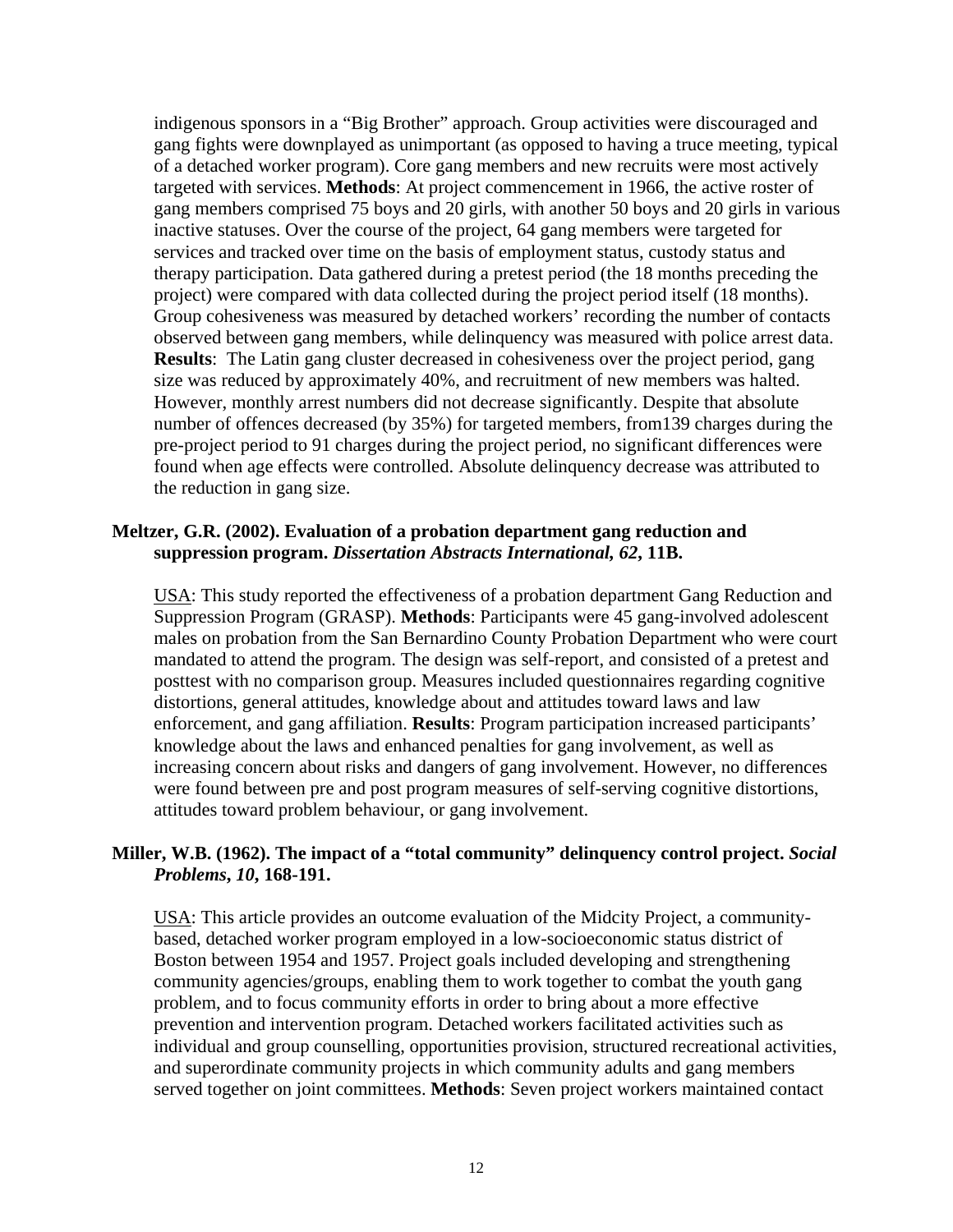indigenous sponsors in a "Big Brother" approach. Group activities were discouraged and gang fights were downplayed as unimportant (as opposed to having a truce meeting, typical of a detached worker program). Core gang members and new recruits were most actively targeted with services. **Methods**: At project commencement in 1966, the active roster of gang members comprised 75 boys and 20 girls, with another 50 boys and 20 girls in various inactive statuses. Over the course of the project, 64 gang members were targeted for services and tracked over time on the basis of employment status, custody status and therapy participation. Data gathered during a pretest period (the 18 months preceding the project) were compared with data collected during the project period itself (18 months). Group cohesiveness was measured by detached workers' recording the number of contacts observed between gang members, while delinquency was measured with police arrest data. **Results**: The Latin gang cluster decreased in cohesiveness over the project period, gang size was reduced by approximately 40%, and recruitment of new members was halted. However, monthly arrest numbers did not decrease significantly. Despite that absolute number of offences decreased (by 35%) for targeted members, from139 charges during the pre-project period to 91 charges during the project period, no significant differences were found when age effects were controlled. Absolute delinquency decrease was attributed to the reduction in gang size.

**Meltzer, G.R. (2002). Evaluation of a probation department gang reduction and suppression program. *Dissertation Abstracts International, 62*, 11B.**

USA: This study reported the effectiveness of a probation department Gang Reduction and Suppression Program (GRASP). **Methods**: Participants were 45 gang-involved adolescent males on probation from the San Bernardino County Probation Department who were court mandated to attend the program. The design was self-report, and consisted of a pretest and posttest with no comparison group. Measures included questionnaires regarding cognitive distortions, general attitudes, knowledge about and attitudes toward laws and law enforcement, and gang affiliation. **Results**: Program participation increased participants' knowledge about the laws and enhanced penalties for gang involvement, as well as increasing concern about risks and dangers of gang involvement. However, no differences were found between pre and post program measures of self-serving cognitive distortions, attitudes toward problem behaviour, or gang involvement.

**Miller, W.B. (1962). The impact of a "total community" delinquency control project. *Social Problems, 10*, 168-191.**

USA: This article provides an outcome evaluation of the Midcity Project, a community-based, detached worker program employed in a low-socioeconomic status district of Boston between 1954 and 1957. Project goals included developing and strengthening community agencies/groups, enabling them to work together to combat the youth gang problem, and to focus community efforts in order to bring about a more effective prevention and intervention program. Detached workers facilitated activities such as individual and group counselling, opportunities provision, structured recreational activities, and superordinate community projects in which community adults and gang members served together on joint committees. **Methods**: Seven project workers maintained contact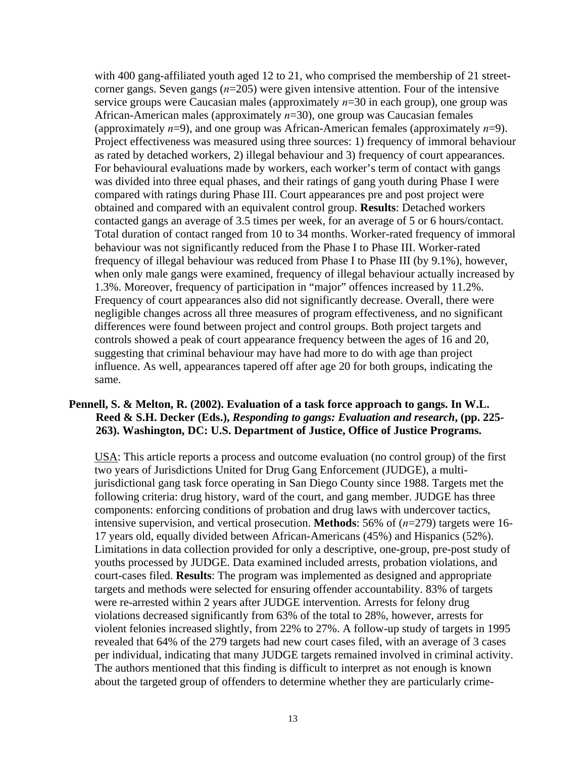with 400 gang-affiliated youth aged 12 to 21, who comprised the membership of 21 street-corner gangs. Seven gangs (*n*=205) were given intensive attention. Four of the intensive service groups were Caucasian males (approximately *n*=30 in each group), one group was African-American males (approximately *n*=30), one group was Caucasian females (approximately *n*=9), and one group was African-American females (approximately *n*=9). Project effectiveness was measured using three sources: 1) frequency of immoral behaviour as rated by detached workers, 2) illegal behaviour and 3) frequency of court appearances. For behavioural evaluations made by workers, each worker's term of contact with gangs was divided into three equal phases, and their ratings of gang youth during Phase I were compared with ratings during Phase III. Court appearances pre and post project were obtained and compared with an equivalent control group. **Results**: Detached workers contacted gangs an average of 3.5 times per week, for an average of 5 or 6 hours/contact. Total duration of contact ranged from 10 to 34 months. Worker-rated frequency of immoral behaviour was not significantly reduced from the Phase I to Phase III. Worker-rated frequency of illegal behaviour was reduced from Phase I to Phase III (by 9.1%), however, when only male gangs were examined, frequency of illegal behaviour actually increased by 1.3%. Moreover, frequency of participation in "major" offences increased by 11.2%. Frequency of court appearances also did not significantly decrease. Overall, there were negligible changes across all three measures of program effectiveness, and no significant differences were found between project and control groups. Both project targets and controls showed a peak of court appearance frequency between the ages of 16 and 20, suggesting that criminal behaviour may have had more to do with age than project influence. As well, appearances tapered off after age 20 for both groups, indicating the same.

**Pennell, S. & Melton, R. (2002). Evaluation of a task force approach to gangs. In W.L. Reed & S.H. Decker (Eds.), *Responding to gangs: Evaluation and research*, (pp. 225-263). Washington, DC: U.S. Department of Justice, Office of Justice Programs.**

<u>USA</u>: This article reports a process and outcome evaluation (no control group) of the first two years of Jurisdictions United for Drug Gang Enforcement (JUDGE), a multi-jurisdictional gang task force operating in San Diego County since 1988. Targets met the following criteria: drug history, ward of the court, and gang member. JUDGE has three components: enforcing conditions of probation and drug laws with undercover tactics, intensive supervision, and vertical prosecution. **Methods**: 56% of (*n*=279) targets were 16-17 years old, equally divided between African-Americans (45%) and Hispanics (52%). Limitations in data collection provided for only a descriptive, one-group, pre-post study of youths processed by JUDGE. Data examined included arrests, probation violations, and court-cases filed. **Results**: The program was implemented as designed and appropriate targets and methods were selected for ensuring offender accountability. 83% of targets were re-arrested within 2 years after JUDGE intervention. Arrests for felony drug violations decreased significantly from 63% of the total to 28%, however, arrests for violent felonies increased slightly, from 22% to 27%. A follow-up study of targets in 1995 revealed that 64% of the 279 targets had new court cases filed, with an average of 3 cases per individual, indicating that many JUDGE targets remained involved in criminal activity. The authors mentioned that this finding is difficult to interpret as not enough is known about the targeted group of offenders to determine whether they are particularly crime-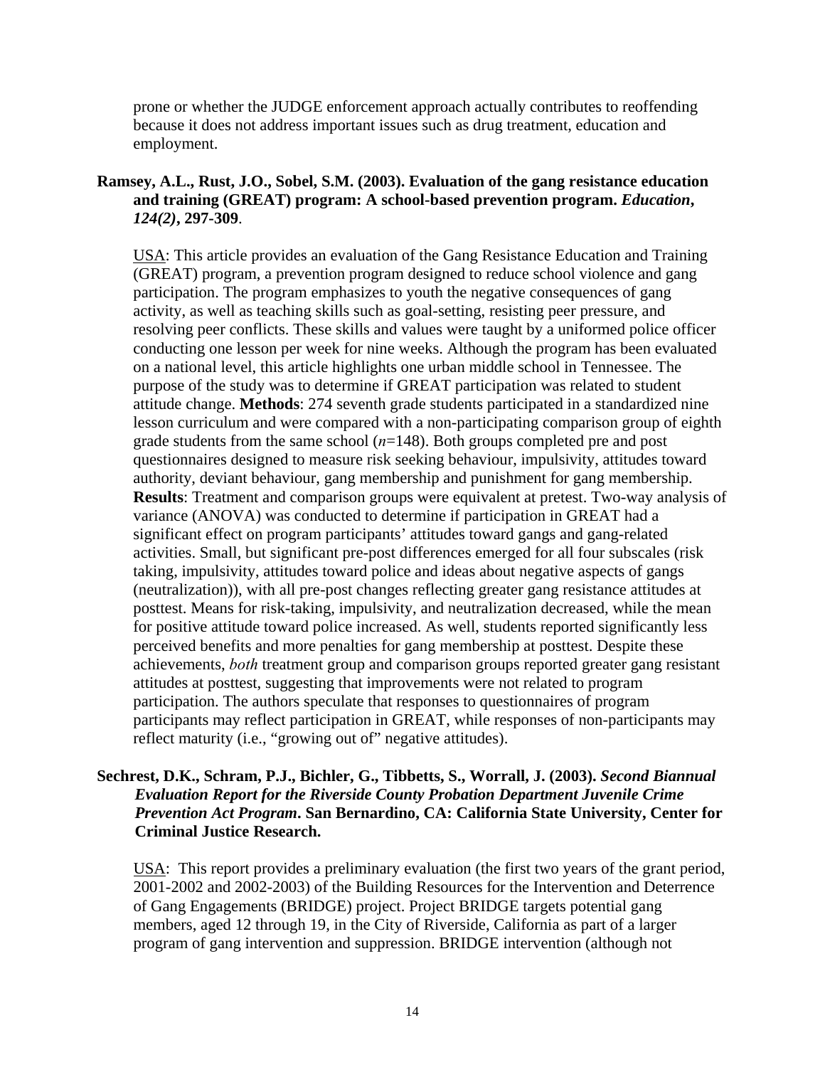prone or whether the JUDGE enforcement approach actually contributes to reoffending because it does not address important issues such as drug treatment, education and employment.

**Ramsey, A.L., Rust, J.O., Sobel, S.M. (2003). Evaluation of the gang resistance education and training (GREAT) program: A school-based prevention program. *Education*, *124(2)*, 297-309**.

USA: This article provides an evaluation of the Gang Resistance Education and Training (GREAT) program, a prevention program designed to reduce school violence and gang participation. The program emphasizes to youth the negative consequences of gang activity, as well as teaching skills such as goal-setting, resisting peer pressure, and resolving peer conflicts. These skills and values were taught by a uniformed police officer conducting one lesson per week for nine weeks. Although the program has been evaluated on a national level, this article highlights one urban middle school in Tennessee. The purpose of the study was to determine if GREAT participation was related to student attitude change. **Methods**: 274 seventh grade students participated in a standardized nine lesson curriculum and were compared with a non-participating comparison group of eighth grade students from the same school ($n$=148). Both groups completed pre and post questionnaires designed to measure risk seeking behaviour, impulsivity, attitudes toward authority, deviant behaviour, gang membership and punishment for gang membership. **Results**: Treatment and comparison groups were equivalent at pretest. Two-way analysis of variance (ANOVA) was conducted to determine if participation in GREAT had a significant effect on program participants' attitudes toward gangs and gang-related activities. Small, but significant pre-post differences emerged for all four subscales (risk taking, impulsivity, attitudes toward police and ideas about negative aspects of gangs (neutralization)), with all pre-post changes reflecting greater gang resistance attitudes at posttest. Means for risk-taking, impulsivity, and neutralization decreased, while the mean for positive attitude toward police increased. As well, students reported significantly less perceived benefits and more penalties for gang membership at posttest. Despite these achievements, *both* treatment group and comparison groups reported greater gang resistant attitudes at posttest, suggesting that improvements were not related to program participation. The authors speculate that responses to questionnaires of program participants may reflect participation in GREAT, while responses of non-participants may reflect maturity (i.e., "growing out of" negative attitudes).

**Sechrest, D.K., Schram, P.J., Bichler, G., Tibbetts, S., Worrall, J. (2003). *Second Biannual Evaluation Report for the Riverside County Probation Department Juvenile Crime Prevention Act Program*. San Bernardino, CA: California State University, Center for Criminal Justice Research.**

USA: This report provides a preliminary evaluation (the first two years of the grant period, 2001-2002 and 2002-2003) of the Building Resources for the Intervention and Deterrence of Gang Engagements (BRIDGE) project. Project BRIDGE targets potential gang members, aged 12 through 19, in the City of Riverside, California as part of a larger program of gang intervention and suppression. BRIDGE intervention (although not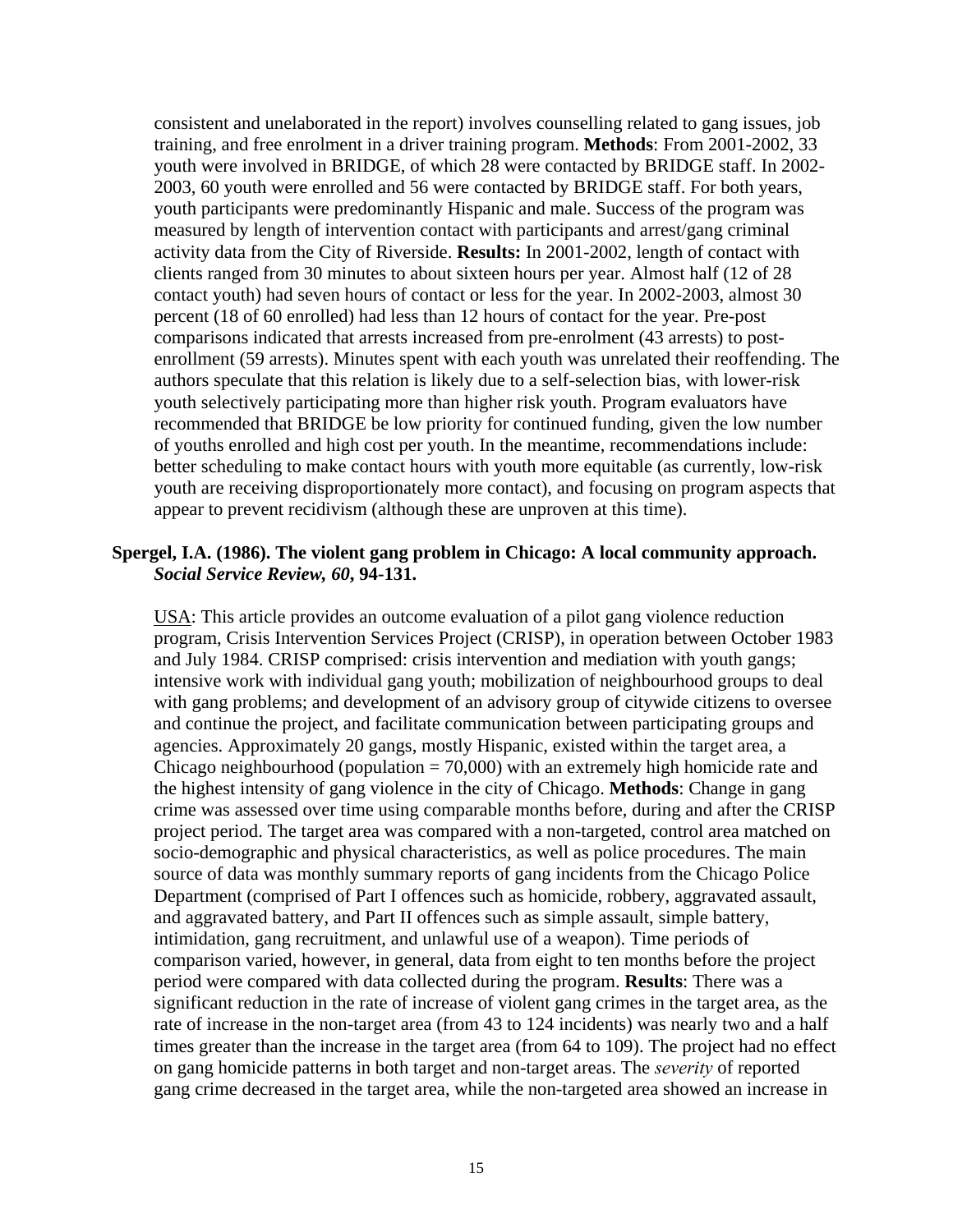consistent and unelaborated in the report) involves counselling related to gang issues, job training, and free enrolment in a driver training program. **Methods**: From 2001-2002, 33 youth were involved in BRIDGE, of which 28 were contacted by BRIDGE staff. In 2002-2003, 60 youth were enrolled and 56 were contacted by BRIDGE staff. For both years, youth participants were predominantly Hispanic and male. Success of the program was measured by length of intervention contact with participants and arrest/gang criminal activity data from the City of Riverside. **Results:** In 2001-2002, length of contact with clients ranged from 30 minutes to about sixteen hours per year. Almost half (12 of 28 contact youth) had seven hours of contact or less for the year. In 2002-2003, almost 30 percent (18 of 60 enrolled) had less than 12 hours of contact for the year. Pre-post comparisons indicated that arrests increased from pre-enrolment (43 arrests) to post-enrollment (59 arrests). Minutes spent with each youth was unrelated their reoffending. The authors speculate that this relation is likely due to a self-selection bias, with lower-risk youth selectively participating more than higher risk youth. Program evaluators have recommended that BRIDGE be low priority for continued funding, given the low number of youths enrolled and high cost per youth. In the meantime, recommendations include: better scheduling to make contact hours with youth more equitable (as currently, low-risk youth are receiving disproportionately more contact), and focusing on program aspects that appear to prevent recidivism (although these are unproven at this time).

**Spergel, I.A. (1986). The violent gang problem in Chicago: A local community approach. *Social Service Review, 60*, 94-131.**

USA: This article provides an outcome evaluation of a pilot gang violence reduction program, Crisis Intervention Services Project (CRISP), in operation between October 1983 and July 1984. CRISP comprised: crisis intervention and mediation with youth gangs; intensive work with individual gang youth; mobilization of neighbourhood groups to deal with gang problems; and development of an advisory group of citywide citizens to oversee and continue the project, and facilitate communication between participating groups and agencies. Approximately 20 gangs, mostly Hispanic, existed within the target area, a Chicago neighbourhood (population = 70,000) with an extremely high homicide rate and the highest intensity of gang violence in the city of Chicago. **Methods**: Change in gang crime was assessed over time using comparable months before, during and after the CRISP project period. The target area was compared with a non-targeted, control area matched on socio-demographic and physical characteristics, as well as police procedures. The main source of data was monthly summary reports of gang incidents from the Chicago Police Department (comprised of Part I offences such as homicide, robbery, aggravated assault, and aggravated battery, and Part II offences such as simple assault, simple battery, intimidation, gang recruitment, and unlawful use of a weapon). Time periods of comparison varied, however, in general, data from eight to ten months before the project period were compared with data collected during the program. **Results**: There was a significant reduction in the rate of increase of violent gang crimes in the target area, as the rate of increase in the non-target area (from 43 to 124 incidents) was nearly two and a half times greater than the increase in the target area (from 64 to 109). The project had no effect on gang homicide patterns in both target and non-target areas. The *severity* of reported gang crime decreased in the target area, while the non-targeted area showed an increase in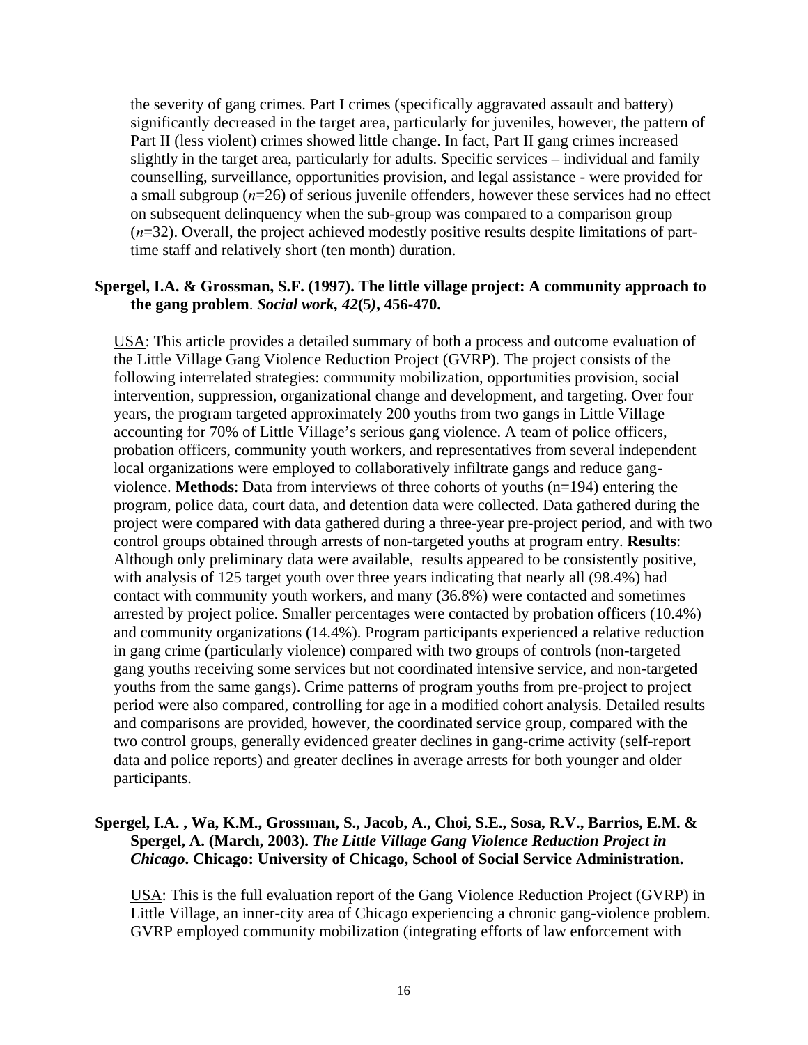the severity of gang crimes. Part I crimes (specifically aggravated assault and battery) significantly decreased in the target area, particularly for juveniles, however, the pattern of Part II (less violent) crimes showed little change. In fact, Part II gang crimes increased slightly in the target area, particularly for adults. Specific services – individual and family counselling, surveillance, opportunities provision, and legal assistance - were provided for a small subgroup (*n*=26) of serious juvenile offenders, however these services had no effect on subsequent delinquency when the sub-group was compared to a comparison group (*n*=32). Overall, the project achieved modestly positive results despite limitations of part-time staff and relatively short (ten month) duration.

**Spergel, I.A. & Grossman, S.F. (1997). The little village project: A community approach to the gang problem**. ***Social work, 42*(5), 456-470.**

<u>USA</u>: This article provides a detailed summary of both a process and outcome evaluation of the Little Village Gang Violence Reduction Project (GVRP). The project consists of the following interrelated strategies: community mobilization, opportunities provision, social intervention, suppression, organizational change and development, and targeting. Over four years, the program targeted approximately 200 youths from two gangs in Little Village accounting for 70% of Little Village's serious gang violence. A team of police officers, probation officers, community youth workers, and representatives from several independent local organizations were employed to collaboratively infiltrate gangs and reduce gang-violence. **Methods**: Data from interviews of three cohorts of youths (n=194) entering the program, police data, court data, and detention data were collected. Data gathered during the project were compared with data gathered during a three-year pre-project period, and with two control groups obtained through arrests of non-targeted youths at program entry. **Results**: Although only preliminary data were available, results appeared to be consistently positive, with analysis of 125 target youth over three years indicating that nearly all (98.4%) had contact with community youth workers, and many (36.8%) were contacted and sometimes arrested by project police. Smaller percentages were contacted by probation officers (10.4%) and community organizations (14.4%). Program participants experienced a relative reduction in gang crime (particularly violence) compared with two groups of controls (non-targeted gang youths receiving some services but not coordinated intensive service, and non-targeted youths from the same gangs). Crime patterns of program youths from pre-project to project period were also compared, controlling for age in a modified cohort analysis. Detailed results and comparisons are provided, however, the coordinated service group, compared with the two control groups, generally evidenced greater declines in gang-crime activity (self-report data and police reports) and greater declines in average arrests for both younger and older participants.

**Spergel, I.A. , Wa, K.M., Grossman, S., Jacob, A., Choi, S.E., Sosa, R.V., Barrios, E.M. & Spergel, A. (March, 2003). *The Little Village Gang Violence Reduction Project in Chicago*. Chicago: University of Chicago, School of Social Service Administration.**

<u>USA</u>: This is the full evaluation report of the Gang Violence Reduction Project (GVRP) in Little Village, an inner-city area of Chicago experiencing a chronic gang-violence problem. GVRP employed community mobilization (integrating efforts of law enforcement with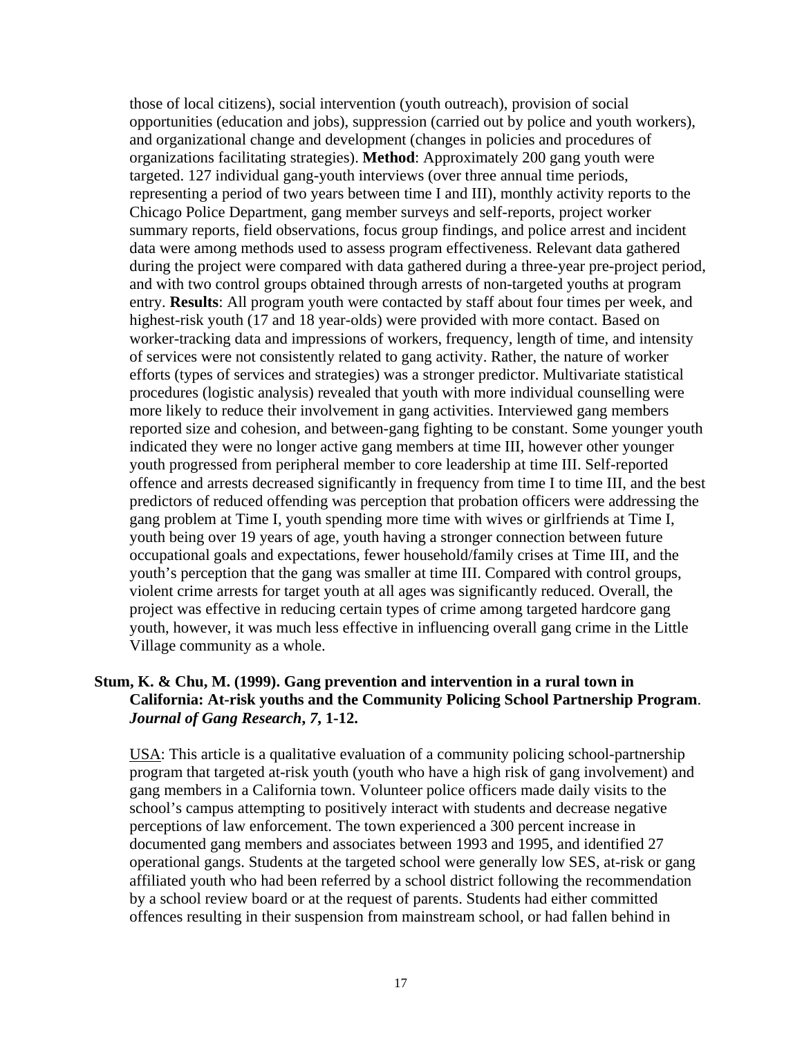those of local citizens), social intervention (youth outreach), provision of social opportunities (education and jobs), suppression (carried out by police and youth workers), and organizational change and development (changes in policies and procedures of organizations facilitating strategies). **Method**: Approximately 200 gang youth were targeted. 127 individual gang-youth interviews (over three annual time periods, representing a period of two years between time I and III), monthly activity reports to the Chicago Police Department, gang member surveys and self-reports, project worker summary reports, field observations, focus group findings, and police arrest and incident data were among methods used to assess program effectiveness. Relevant data gathered during the project were compared with data gathered during a three-year pre-project period, and with two control groups obtained through arrests of non-targeted youths at program entry. **Results**: All program youth were contacted by staff about four times per week, and highest-risk youth (17 and 18 year-olds) were provided with more contact. Based on worker-tracking data and impressions of workers, frequency, length of time, and intensity of services were not consistently related to gang activity. Rather, the nature of worker efforts (types of services and strategies) was a stronger predictor. Multivariate statistical procedures (logistic analysis) revealed that youth with more individual counselling were more likely to reduce their involvement in gang activities. Interviewed gang members reported size and cohesion, and between-gang fighting to be constant. Some younger youth indicated they were no longer active gang members at time III, however other younger youth progressed from peripheral member to core leadership at time III. Self-reported offence and arrests decreased significantly in frequency from time I to time III, and the best predictors of reduced offending was perception that probation officers were addressing the gang problem at Time I, youth spending more time with wives or girlfriends at Time I, youth being over 19 years of age, youth having a stronger connection between future occupational goals and expectations, fewer household/family crises at Time III, and the youth's perception that the gang was smaller at time III. Compared with control groups, violent crime arrests for target youth at all ages was significantly reduced. Overall, the project was effective in reducing certain types of crime among targeted hardcore gang youth, however, it was much less effective in influencing overall gang crime in the Little Village community as a whole.

**Stum, K. & Chu, M. (1999). Gang prevention and intervention in a rural town in California: At-risk youths and the Community Policing School Partnership Program. *Journal of Gang Research*, *7*, 1-12.**

USA: This article is a qualitative evaluation of a community policing school-partnership program that targeted at-risk youth (youth who have a high risk of gang involvement) and gang members in a California town. Volunteer police officers made daily visits to the school's campus attempting to positively interact with students and decrease negative perceptions of law enforcement. The town experienced a 300 percent increase in documented gang members and associates between 1993 and 1995, and identified 27 operational gangs. Students at the targeted school were generally low SES, at-risk or gang affiliated youth who had been referred by a school district following the recommendation by a school review board or at the request of parents. Students had either committed offences resulting in their suspension from mainstream school, or had fallen behind in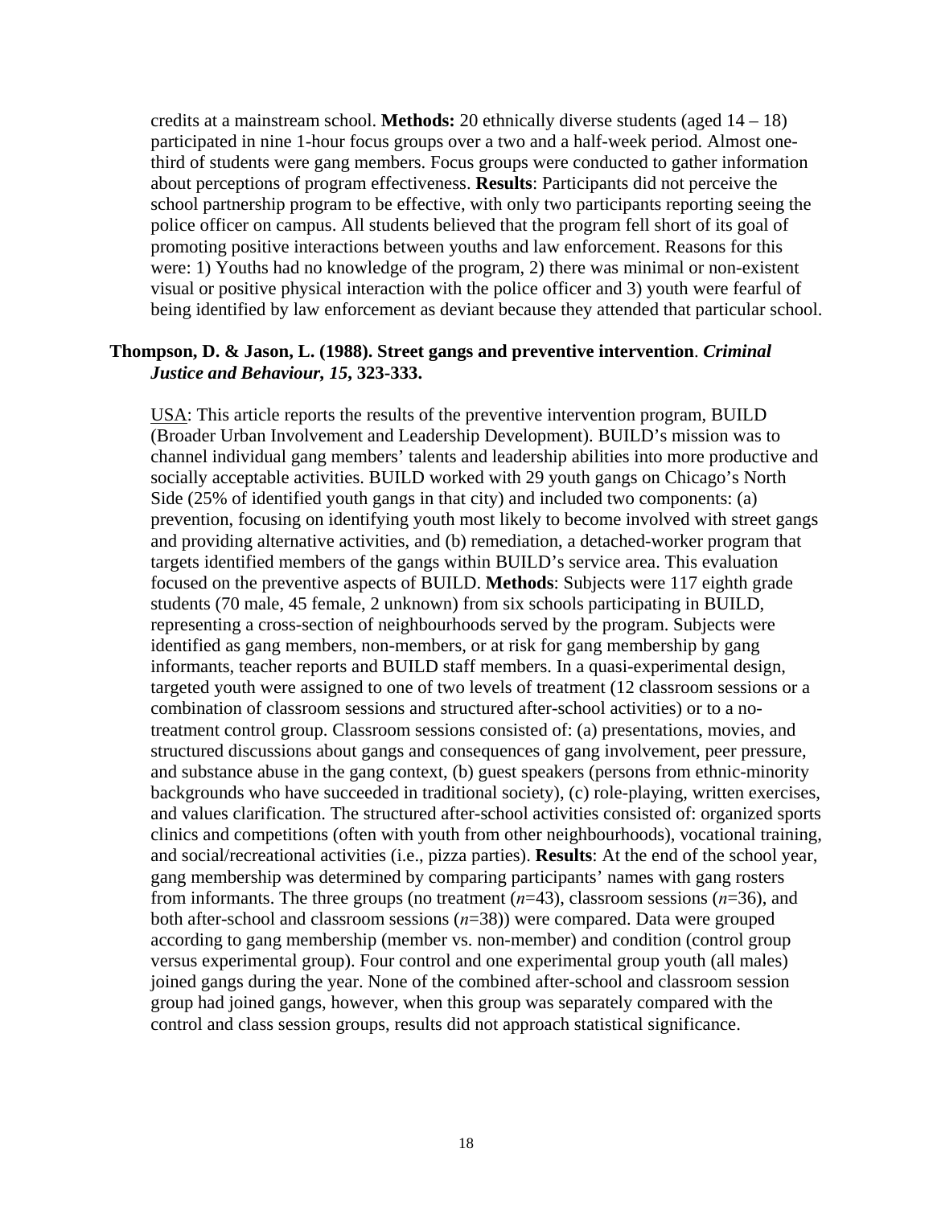credits at a mainstream school. **Methods:** 20 ethnically diverse students (aged 14 – 18) participated in nine 1-hour focus groups over a two and a half-week period. Almost one-third of students were gang members. Focus groups were conducted to gather information about perceptions of program effectiveness. **Results**: Participants did not perceive the school partnership program to be effective, with only two participants reporting seeing the police officer on campus. All students believed that the program fell short of its goal of promoting positive interactions between youths and law enforcement. Reasons for this were: 1) Youths had no knowledge of the program, 2) there was minimal or non-existent visual or positive physical interaction with the police officer and 3) youth were fearful of being identified by law enforcement as deviant because they attended that particular school.

**Thompson, D. & Jason, L. (1988). Street gangs and preventive intervention. *Criminal Justice and Behaviour, 15*, 323-333.**

USA: This article reports the results of the preventive intervention program, BUILD (Broader Urban Involvement and Leadership Development). BUILD's mission was to channel individual gang members' talents and leadership abilities into more productive and socially acceptable activities. BUILD worked with 29 youth gangs on Chicago's North Side (25% of identified youth gangs in that city) and included two components: (a) prevention, focusing on identifying youth most likely to become involved with street gangs and providing alternative activities, and (b) remediation, a detached-worker program that targets identified members of the gangs within BUILD's service area. This evaluation focused on the preventive aspects of BUILD. **Methods**: Subjects were 117 eighth grade students (70 male, 45 female, 2 unknown) from six schools participating in BUILD, representing a cross-section of neighbourhoods served by the program. Subjects were identified as gang members, non-members, or at risk for gang membership by gang informants, teacher reports and BUILD staff members. In a quasi-experimental design, targeted youth were assigned to one of two levels of treatment (12 classroom sessions or a combination of classroom sessions and structured after-school activities) or to a no-treatment control group. Classroom sessions consisted of: (a) presentations, movies, and structured discussions about gangs and consequences of gang involvement, peer pressure, and substance abuse in the gang context, (b) guest speakers (persons from ethnic-minority backgrounds who have succeeded in traditional society), (c) role-playing, written exercises, and values clarification. The structured after-school activities consisted of: organized sports clinics and competitions (often with youth from other neighbourhoods), vocational training, and social/recreational activities (i.e., pizza parties). **Results**: At the end of the school year, gang membership was determined by comparing participants' names with gang rosters from informants. The three groups (no treatment ($n$=43), classroom sessions ($n$=36), and both after-school and classroom sessions ($n$=38)) were compared. Data were grouped according to gang membership (member vs. non-member) and condition (control group versus experimental group). Four control and one experimental group youth (all males) joined gangs during the year. None of the combined after-school and classroom session group had joined gangs, however, when this group was separately compared with the control and class session groups, results did not approach statistical significance.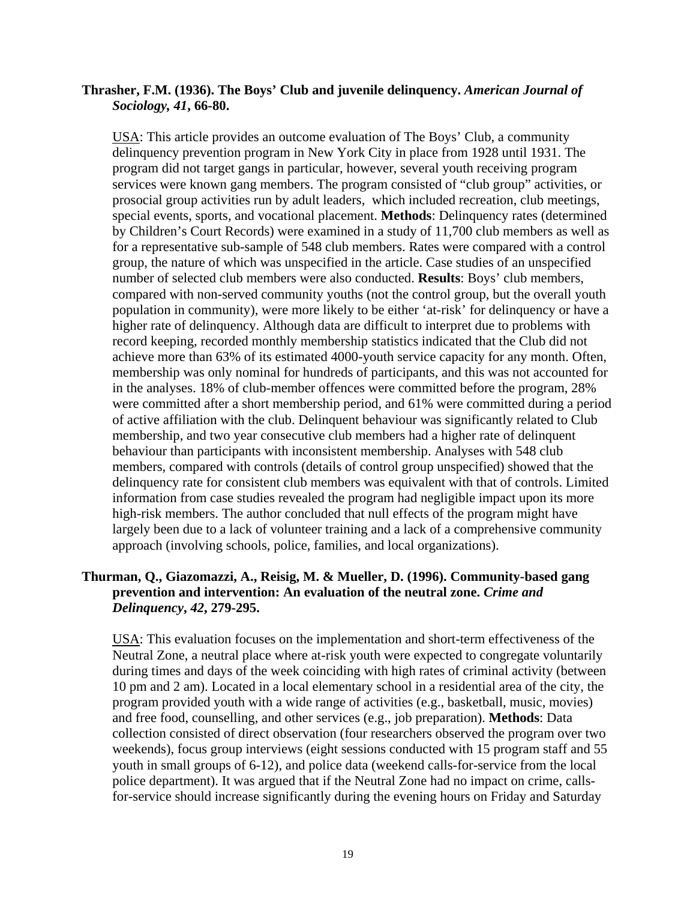**Thrasher, F.M. (1936). The Boys' Club and juvenile delinquency. *American Journal of Sociology, 41*, 66-80.**

USA: This article provides an outcome evaluation of The Boys' Club, a community delinquency prevention program in New York City in place from 1928 until 1931. The program did not target gangs in particular, however, several youth receiving program services were known gang members. The program consisted of "club group" activities, or prosocial group activities run by adult leaders, which included recreation, club meetings, special events, sports, and vocational placement. **Methods**: Delinquency rates (determined by Children's Court Records) were examined in a study of 11,700 club members as well as for a representative sub-sample of 548 club members. Rates were compared with a control group, the nature of which was unspecified in the article. Case studies of an unspecified number of selected club members were also conducted. **Results**: Boys' club members, compared with non-served community youths (not the control group, but the overall youth population in community), were more likely to be either 'at-risk' for delinquency or have a higher rate of delinquency. Although data are difficult to interpret due to problems with record keeping, recorded monthly membership statistics indicated that the Club did not achieve more than 63% of its estimated 4000-youth service capacity for any month. Often, membership was only nominal for hundreds of participants, and this was not accounted for in the analyses. 18% of club-member offences were committed before the program, 28% were committed after a short membership period, and 61% were committed during a period of active affiliation with the club. Delinquent behaviour was significantly related to Club membership, and two year consecutive club members had a higher rate of delinquent behaviour than participants with inconsistent membership. Analyses with 548 club members, compared with controls (details of control group unspecified) showed that the delinquency rate for consistent club members was equivalent with that of controls. Limited information from case studies revealed the program had negligible impact upon its more high-risk members. The author concluded that null effects of the program might have largely been due to a lack of volunteer training and a lack of a comprehensive community approach (involving schools, police, families, and local organizations).

**Thurman, Q., Giazomazzi, A., Reisig, M. & Mueller, D. (1996). Community-based gang prevention and intervention: An evaluation of the neutral zone. *Crime and Delinquency*, *42*, 279-295.**

USA: This evaluation focuses on the implementation and short-term effectiveness of the Neutral Zone, a neutral place where at-risk youth were expected to congregate voluntarily during times and days of the week coinciding with high rates of criminal activity (between 10 pm and 2 am). Located in a local elementary school in a residential area of the city, the program provided youth with a wide range of activities (e.g., basketball, music, movies) and free food, counselling, and other services (e.g., job preparation). **Methods**: Data collection consisted of direct observation (four researchers observed the program over two weekends), focus group interviews (eight sessions conducted with 15 program staff and 55 youth in small groups of 6-12), and police data (weekend calls-for-service from the local police department). It was argued that if the Neutral Zone had no impact on crime, calls-for-service should increase significantly during the evening hours on Friday and Saturday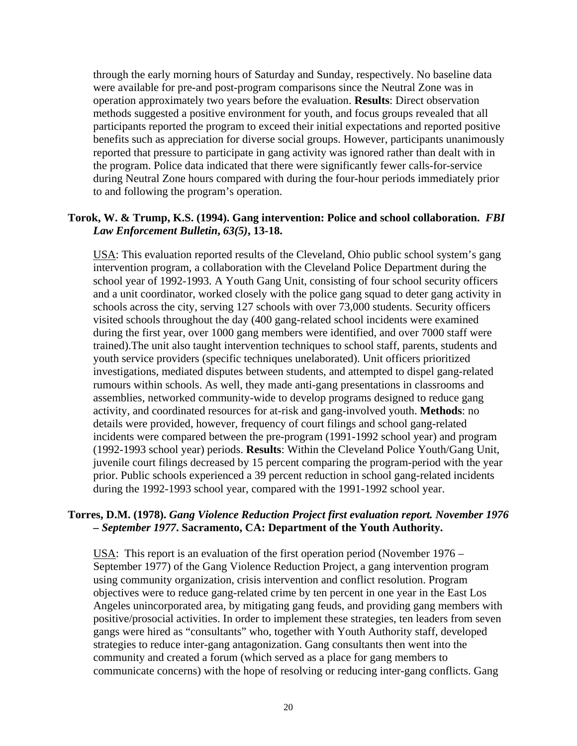through the early morning hours of Saturday and Sunday, respectively. No baseline data were available for pre-and post-program comparisons since the Neutral Zone was in operation approximately two years before the evaluation. **Results**: Direct observation methods suggested a positive environment for youth, and focus groups revealed that all participants reported the program to exceed their initial expectations and reported positive benefits such as appreciation for diverse social groups. However, participants unanimously reported that pressure to participate in gang activity was ignored rather than dealt with in the program. Police data indicated that there were significantly fewer calls-for-service during Neutral Zone hours compared with during the four-hour periods immediately prior to and following the program's operation.

**Torok, W. & Trump, K.S. (1994). Gang intervention: Police and school collaboration.** ***FBI Law Enforcement Bulletin*, *63(5)*, 13-18.**

USA: This evaluation reported results of the Cleveland, Ohio public school system's gang intervention program, a collaboration with the Cleveland Police Department during the school year of 1992-1993. A Youth Gang Unit, consisting of four school security officers and a unit coordinator, worked closely with the police gang squad to deter gang activity in schools across the city, serving 127 schools with over 73,000 students. Security officers visited schools throughout the day (400 gang-related school incidents were examined during the first year, over 1000 gang members were identified, and over 7000 staff were trained).The unit also taught intervention techniques to school staff, parents, students and youth service providers (specific techniques unelaborated). Unit officers prioritized investigations, mediated disputes between students, and attempted to dispel gang-related rumours within schools. As well, they made anti-gang presentations in classrooms and assemblies, networked community-wide to develop programs designed to reduce gang activity, and coordinated resources for at-risk and gang-involved youth. **Methods**: no details were provided, however, frequency of court filings and school gang-related incidents were compared between the pre-program (1991-1992 school year) and program (1992-1993 school year) periods. **Results**: Within the Cleveland Police Youth/Gang Unit, juvenile court filings decreased by 15 percent comparing the program-period with the year prior. Public schools experienced a 39 percent reduction in school gang-related incidents during the 1992-1993 school year, compared with the 1991-1992 school year.

**Torres, D.M. (1978).** ***Gang Violence Reduction Project first evaluation report. November 1976 – September 1977*. Sacramento, CA: Department of the Youth Authority.**

USA: This report is an evaluation of the first operation period (November 1976 – September 1977) of the Gang Violence Reduction Project, a gang intervention program using community organization, crisis intervention and conflict resolution. Program objectives were to reduce gang-related crime by ten percent in one year in the East Los Angeles unincorporated area, by mitigating gang feuds, and providing gang members with positive/prosocial activities. In order to implement these strategies, ten leaders from seven gangs were hired as "consultants" who, together with Youth Authority staff, developed strategies to reduce inter-gang antagonization. Gang consultants then went into the community and created a forum (which served as a place for gang members to communicate concerns) with the hope of resolving or reducing inter-gang conflicts. Gang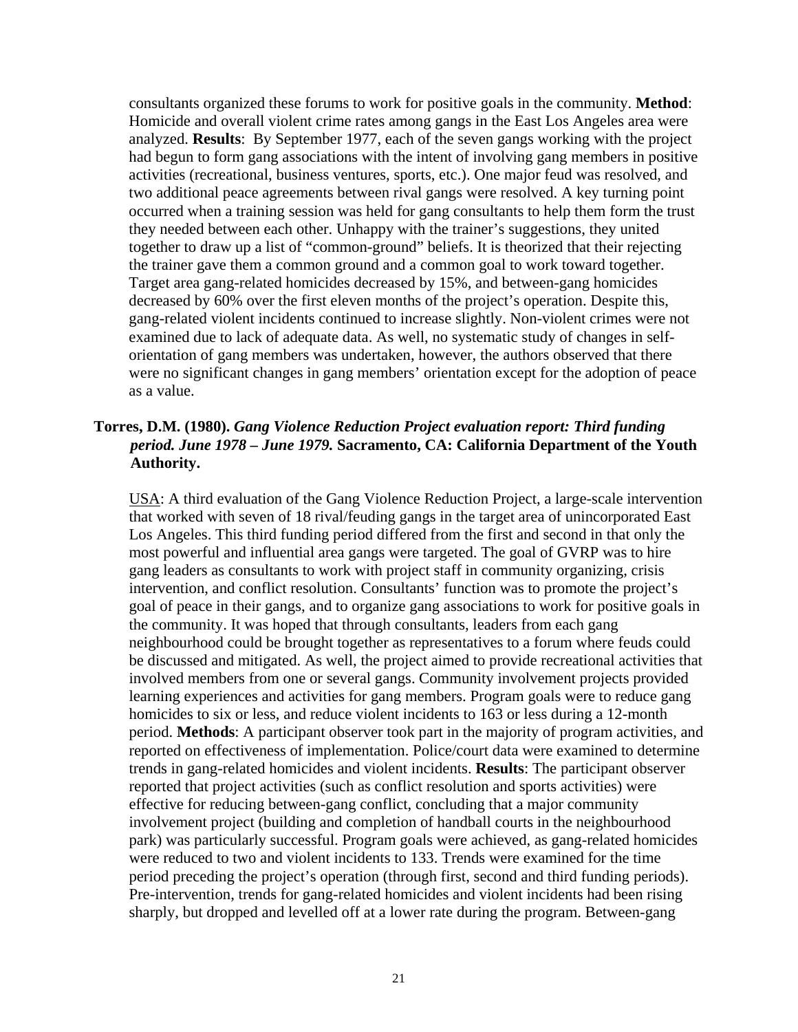consultants organized these forums to work for positive goals in the community. **Method**: Homicide and overall violent crime rates among gangs in the East Los Angeles area were analyzed. **Results**: By September 1977, each of the seven gangs working with the project had begun to form gang associations with the intent of involving gang members in positive activities (recreational, business ventures, sports, etc.). One major feud was resolved, and two additional peace agreements between rival gangs were resolved. A key turning point occurred when a training session was held for gang consultants to help them form the trust they needed between each other. Unhappy with the trainer's suggestions, they united together to draw up a list of "common-ground" beliefs. It is theorized that their rejecting the trainer gave them a common ground and a common goal to work toward together. Target area gang-related homicides decreased by 15%, and between-gang homicides decreased by 60% over the first eleven months of the project's operation. Despite this, gang-related violent incidents continued to increase slightly. Non-violent crimes were not examined due to lack of adequate data. As well, no systematic study of changes in self-orientation of gang members was undertaken, however, the authors observed that there were no significant changes in gang members' orientation except for the adoption of peace as a value.

**Torres, D.M. (1980).** ***Gang Violence Reduction Project evaluation report: Third funding period. June 1978 – June 1979.*** **Sacramento, CA: California Department of the Youth Authority.**

USA: A third evaluation of the Gang Violence Reduction Project, a large-scale intervention that worked with seven of 18 rival/feuding gangs in the target area of unincorporated East Los Angeles. This third funding period differed from the first and second in that only the most powerful and influential area gangs were targeted. The goal of GVRP was to hire gang leaders as consultants to work with project staff in community organizing, crisis intervention, and conflict resolution. Consultants' function was to promote the project's goal of peace in their gangs, and to organize gang associations to work for positive goals in the community. It was hoped that through consultants, leaders from each gang neighbourhood could be brought together as representatives to a forum where feuds could be discussed and mitigated. As well, the project aimed to provide recreational activities that involved members from one or several gangs. Community involvement projects provided learning experiences and activities for gang members. Program goals were to reduce gang homicides to six or less, and reduce violent incidents to 163 or less during a 12-month period. **Methods**: A participant observer took part in the majority of program activities, and reported on effectiveness of implementation. Police/court data were examined to determine trends in gang-related homicides and violent incidents. **Results**: The participant observer reported that project activities (such as conflict resolution and sports activities) were effective for reducing between-gang conflict, concluding that a major community involvement project (building and completion of handball courts in the neighbourhood park) was particularly successful. Program goals were achieved, as gang-related homicides were reduced to two and violent incidents to 133. Trends were examined for the time period preceding the project's operation (through first, second and third funding periods). Pre-intervention, trends for gang-related homicides and violent incidents had been rising sharply, but dropped and levelled off at a lower rate during the program. Between-gang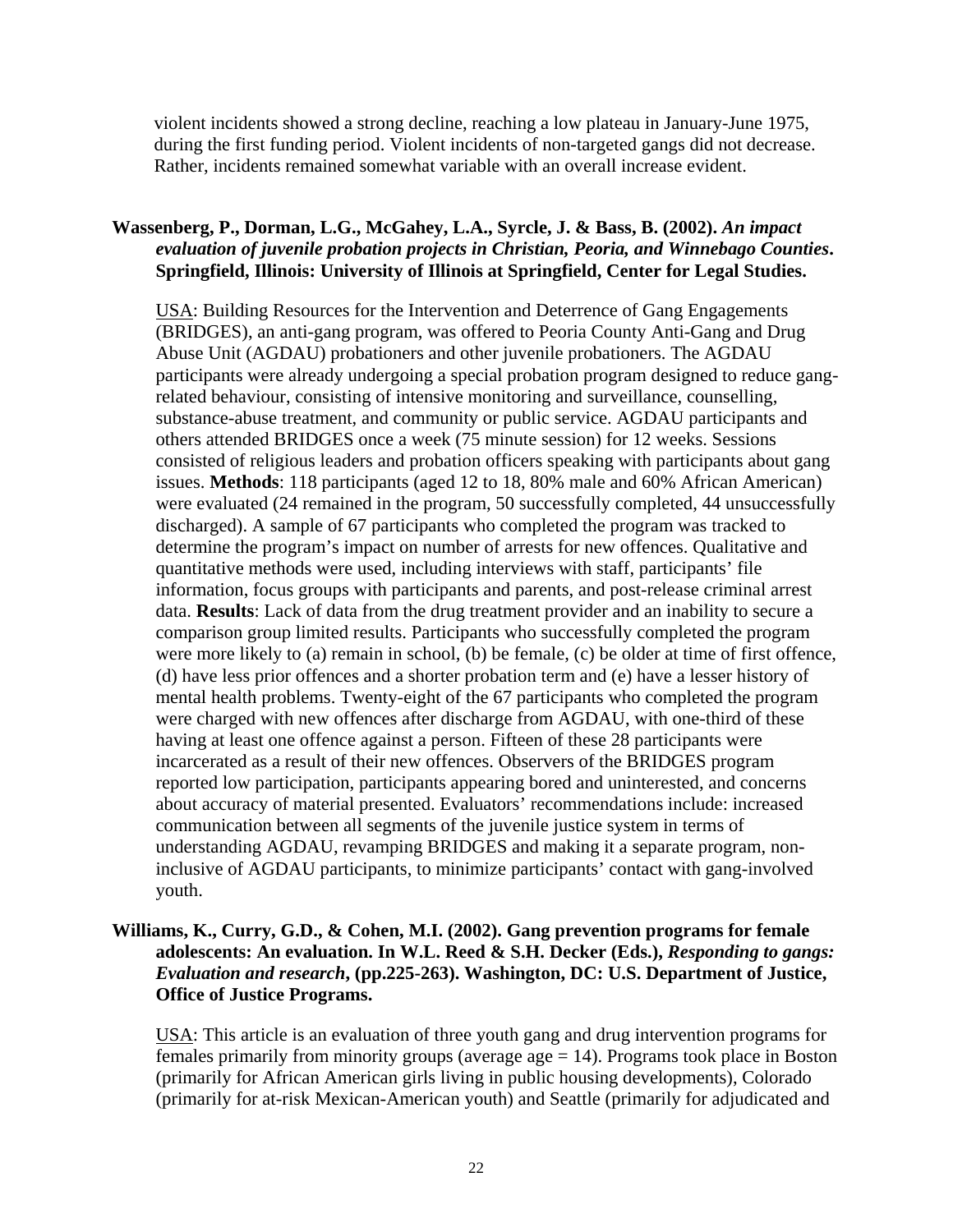violent incidents showed a strong decline, reaching a low plateau in January-June 1975, during the first funding period. Violent incidents of non-targeted gangs did not decrease. Rather, incidents remained somewhat variable with an overall increase evident.

**Wassenberg, P., Dorman, L.G., McGahey, L.A., Syrcle, J. & Bass, B. (2002). *An impact evaluation of juvenile probation projects in Christian, Peoria, and Winnebago Counties*. Springfield, Illinois: University of Illinois at Springfield, Center for Legal Studies.**

USA: Building Resources for the Intervention and Deterrence of Gang Engagements (BRIDGES), an anti-gang program, was offered to Peoria County Anti-Gang and Drug Abuse Unit (AGDAU) probationers and other juvenile probationers. The AGDAU participants were already undergoing a special probation program designed to reduce gang-related behaviour, consisting of intensive monitoring and surveillance, counselling, substance-abuse treatment, and community or public service. AGDAU participants and others attended BRIDGES once a week (75 minute session) for 12 weeks. Sessions consisted of religious leaders and probation officers speaking with participants about gang issues. **Methods**: 118 participants (aged 12 to 18, 80% male and 60% African American) were evaluated (24 remained in the program, 50 successfully completed, 44 unsuccessfully discharged). A sample of 67 participants who completed the program was tracked to determine the program's impact on number of arrests for new offences. Qualitative and quantitative methods were used, including interviews with staff, participants' file information, focus groups with participants and parents, and post-release criminal arrest data. **Results**: Lack of data from the drug treatment provider and an inability to secure a comparison group limited results. Participants who successfully completed the program were more likely to (a) remain in school, (b) be female, (c) be older at time of first offence, (d) have less prior offences and a shorter probation term and (e) have a lesser history of mental health problems. Twenty-eight of the 67 participants who completed the program were charged with new offences after discharge from AGDAU, with one-third of these having at least one offence against a person. Fifteen of these 28 participants were incarcerated as a result of their new offences. Observers of the BRIDGES program reported low participation, participants appearing bored and uninterested, and concerns about accuracy of material presented. Evaluators' recommendations include: increased communication between all segments of the juvenile justice system in terms of understanding AGDAU, revamping BRIDGES and making it a separate program, non-inclusive of AGDAU participants, to minimize participants' contact with gang-involved youth.

**Williams, K., Curry, G.D., & Cohen, M.I. (2002). Gang prevention programs for female adolescents: An evaluation. In W.L. Reed & S.H. Decker (Eds.), *Responding to gangs: Evaluation and research*, (pp.225-263). Washington, DC: U.S. Department of Justice, Office of Justice Programs.**

USA: This article is an evaluation of three youth gang and drug intervention programs for females primarily from minority groups (average age = 14). Programs took place in Boston (primarily for African American girls living in public housing developments), Colorado (primarily for at-risk Mexican-American youth) and Seattle (primarily for adjudicated and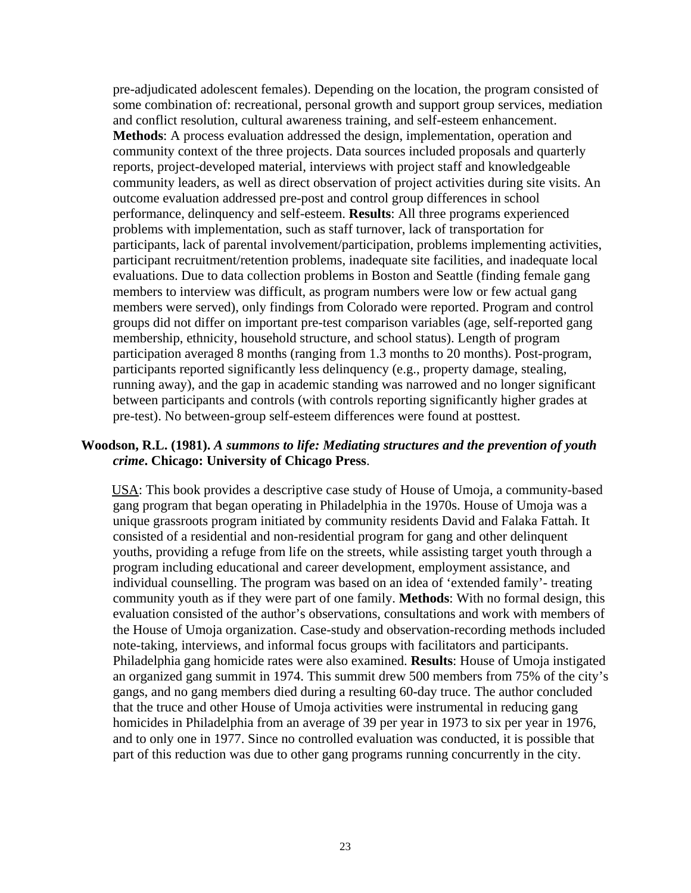pre-adjudicated adolescent females). Depending on the location, the program consisted of some combination of: recreational, personal growth and support group services, mediation and conflict resolution, cultural awareness training, and self-esteem enhancement. **Methods**: A process evaluation addressed the design, implementation, operation and community context of the three projects. Data sources included proposals and quarterly reports, project-developed material, interviews with project staff and knowledgeable community leaders, as well as direct observation of project activities during site visits. An outcome evaluation addressed pre-post and control group differences in school performance, delinquency and self-esteem. **Results**: All three programs experienced problems with implementation, such as staff turnover, lack of transportation for participants, lack of parental involvement/participation, problems implementing activities, participant recruitment/retention problems, inadequate site facilities, and inadequate local evaluations. Due to data collection problems in Boston and Seattle (finding female gang members to interview was difficult, as program numbers were low or few actual gang members were served), only findings from Colorado were reported. Program and control groups did not differ on important pre-test comparison variables (age, self-reported gang membership, ethnicity, household structure, and school status). Length of program participation averaged 8 months (ranging from 1.3 months to 20 months). Post-program, participants reported significantly less delinquency (e.g., property damage, stealing, running away), and the gap in academic standing was narrowed and no longer significant between participants and controls (with controls reporting significantly higher grades at pre-test). No between-group self-esteem differences were found at posttest.

**Woodson, R.L. (1981).** ***A summons to life: Mediating structures and the prevention of youth crime*****. Chicago: University of Chicago Press**.

USA: This book provides a descriptive case study of House of Umoja, a community-based gang program that began operating in Philadelphia in the 1970s. House of Umoja was a unique grassroots program initiated by community residents David and Falaka Fattah. It consisted of a residential and non-residential program for gang and other delinquent youths, providing a refuge from life on the streets, while assisting target youth through a program including educational and career development, employment assistance, and individual counselling. The program was based on an idea of 'extended family'- treating community youth as if they were part of one family. **Methods**: With no formal design, this evaluation consisted of the author's observations, consultations and work with members of the House of Umoja organization. Case-study and observation-recording methods included note-taking, interviews, and informal focus groups with facilitators and participants. Philadelphia gang homicide rates were also examined. **Results**: House of Umoja instigated an organized gang summit in 1974. This summit drew 500 members from 75% of the city's gangs, and no gang members died during a resulting 60-day truce. The author concluded that the truce and other House of Umoja activities were instrumental in reducing gang homicides in Philadelphia from an average of 39 per year in 1973 to six per year in 1976, and to only one in 1977. Since no controlled evaluation was conducted, it is possible that part of this reduction was due to other gang programs running concurrently in the city.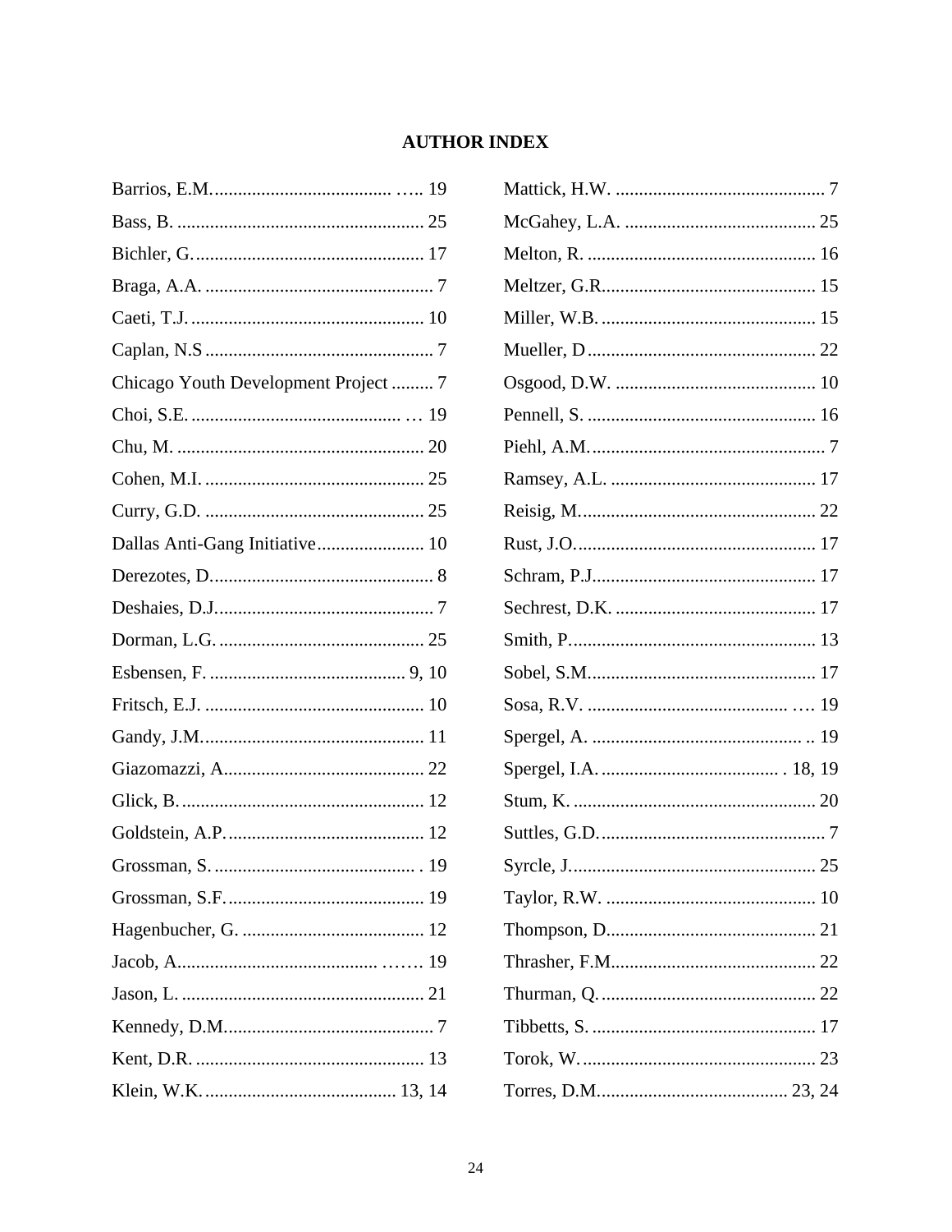# AUTHOR INDEX

Barrios, E.M. ........................................ ….. 19
Bass, B. ..................................................... 25
Bichler, G. ................................................. 17
Braga, A.A. ................................................. 7
Caeti, T.J. .................................................. 10
Caplan, N.S ................................................. 7
Chicago Youth Development Project ......... 7
Choi, S.E. ............................................. … 19
Chu, M. ..................................................... 20
Cohen, M.I. ............................................... 25
Curry, G.D. ............................................... 25
Dallas Anti-Gang Initiative ....................... 10
Derezotes, D. ............................................... 8
Deshaies, D.J. .............................................. 7
Dorman, L.G. ............................................ 25
Esbensen, F. .......................................... 9, 10
Fritsch, E.J. ............................................... 10
Gandy, J.M. ............................................... 11
Giazomazzi, A. .......................................... 22
Glick, B. .................................................... 12
Goldstein, A.P. .......................................... 12
Grossman, S. ........................................... . 19
Grossman, S.F. .......................................... 19
Hagenbucher, G. ....................................... 12
Jacob, A. ......................................... ……. 19
Jason, L. .................................................... 21
Kennedy, D.M. ............................................. 7
Kent, D.R. ................................................. 13
Klein, W.K. ......................................... 13, 14
Mattick, H.W. ............................................. 7
McGahey, L.A. ......................................... 25
Melton, R. ................................................. 16
Meltzer, G.R. ............................................. 15
Miller, W.B. .............................................. 15
Mueller, D ................................................. 22
Osgood, D.W. ........................................... 10
Pennell, S. ................................................. 16
Piehl, A.M. .................................................. 7
Ramsey, A.L. ............................................ 17
Reisig, M. .................................................. 22
Rust, J.O. ................................................... 17
Schram, P.J. ............................................... 17
Sechrest, D.K. ........................................... 17
Smith, P. .................................................... 13
Sobel, S.M. ................................................ 17
Sosa, R.V. ........................................... …. 19
Spergel, A. ............................................ .. 19
Spergel, I.A. ...................................... . 18, 19
Stum, K. .................................................... 20
Suttles, G.D. ................................................ 7
Syrcle, J. .................................................... 25
Taylor, R.W. ............................................. 10
Thompson, D. ............................................ 21
Thrasher, F.M. ........................................... 22
Thurman, Q. .............................................. 22
Tibbetts, S. ................................................ 17
Torok, W. .................................................. 23
Torres, D.M. ........................................ 23, 24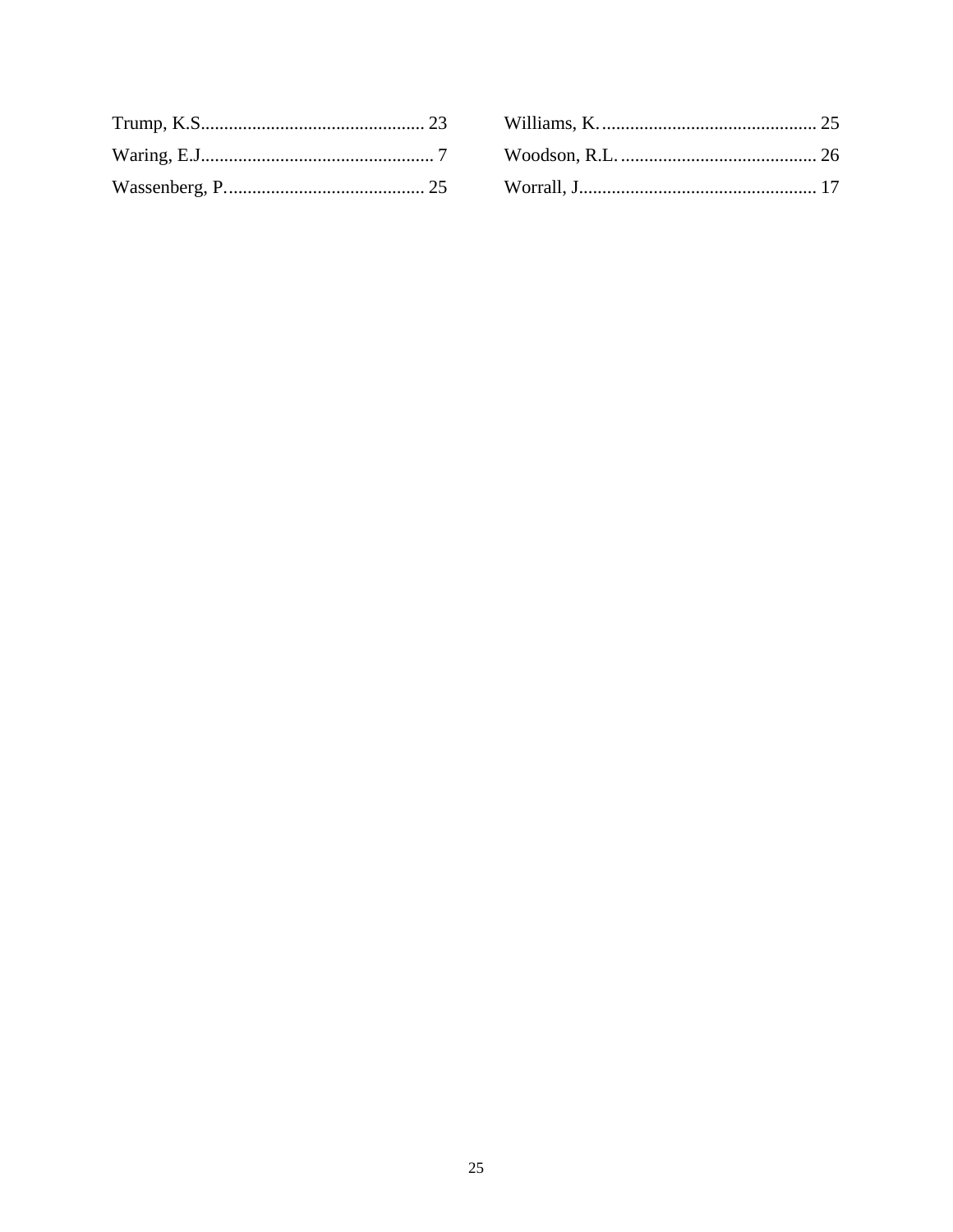Trump, K.S. ............................................... 23

Waring, E.J. ................................................. 7

Wassenberg, P. .......................................... 25

Williams, K. ............................................. 25

Woodson, R.L. .......................................... 26

Worrall, J. .................................................. 17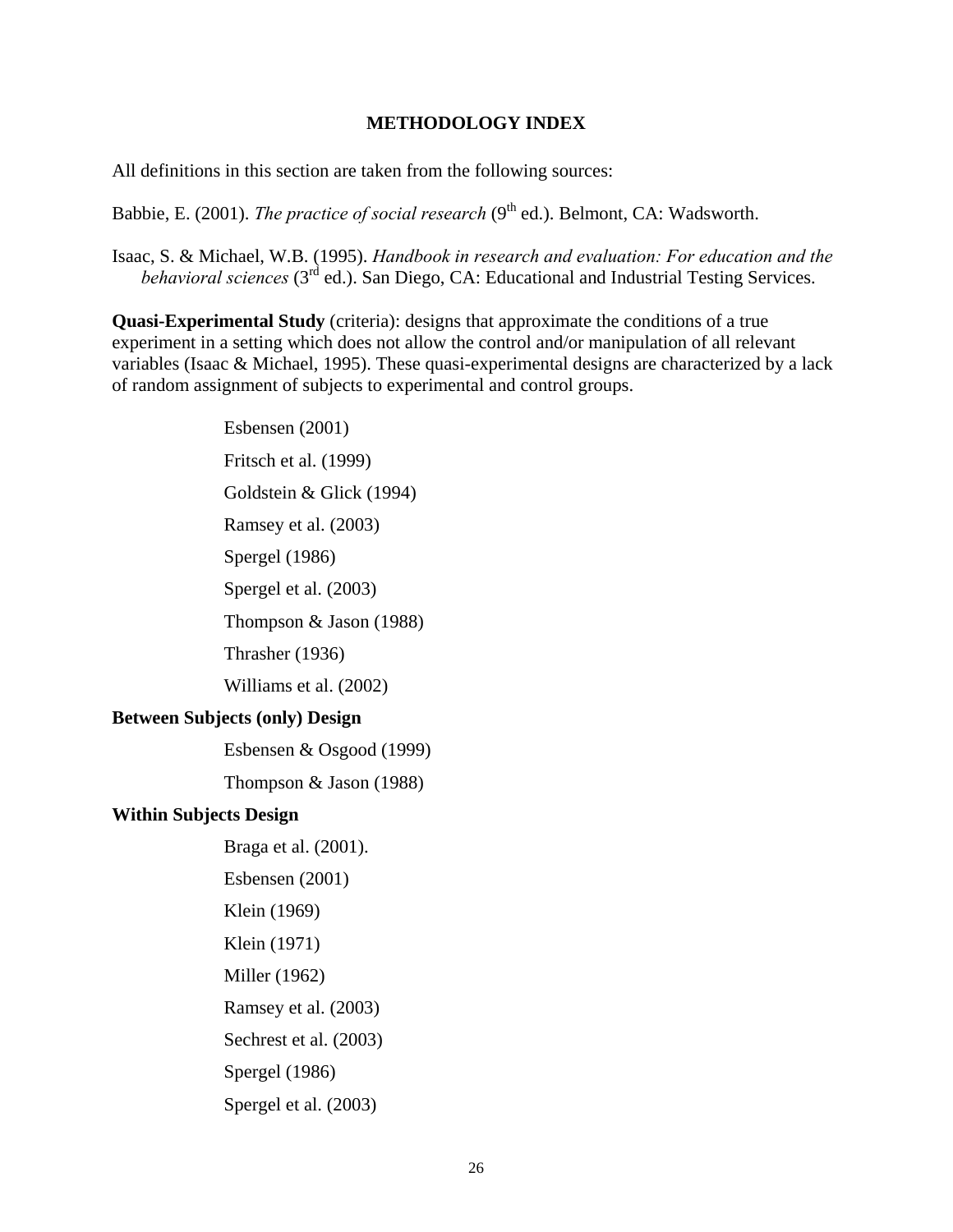## METHODOLOGY INDEX

All definitions in this section are taken from the following sources:

Babbie, E. (2001). *The practice of social research* (9th ed.). Belmont, CA: Wadsworth.

Isaac, S. & Michael, W.B. (1995). *Handbook in research and evaluation: For education and the behavioral sciences* (3rd ed.). San Diego, CA: Educational and Industrial Testing Services.

**Quasi-Experimental Study** (criteria): designs that approximate the conditions of a true experiment in a setting which does not allow the control and/or manipulation of all relevant variables (Isaac & Michael, 1995). These quasi-experimental designs are characterized by a lack of random assignment of subjects to experimental and control groups.

Esbensen (2001)

Fritsch et al. (1999)

Goldstein & Glick (1994)

Ramsey et al. (2003)

Spergel (1986)

Spergel et al. (2003)

Thompson & Jason (1988)

Thrasher (1936)

Williams et al. (2002)

**Between Subjects (only) Design**

Esbensen & Osgood (1999)

Thompson & Jason (1988)

**Within Subjects Design**

Braga et al. (2001).

Esbensen (2001)

Klein (1969)

Klein (1971)

Miller (1962)

Ramsey et al. (2003)

Sechrest et al. (2003)

Spergel (1986)

Spergel et al. (2003)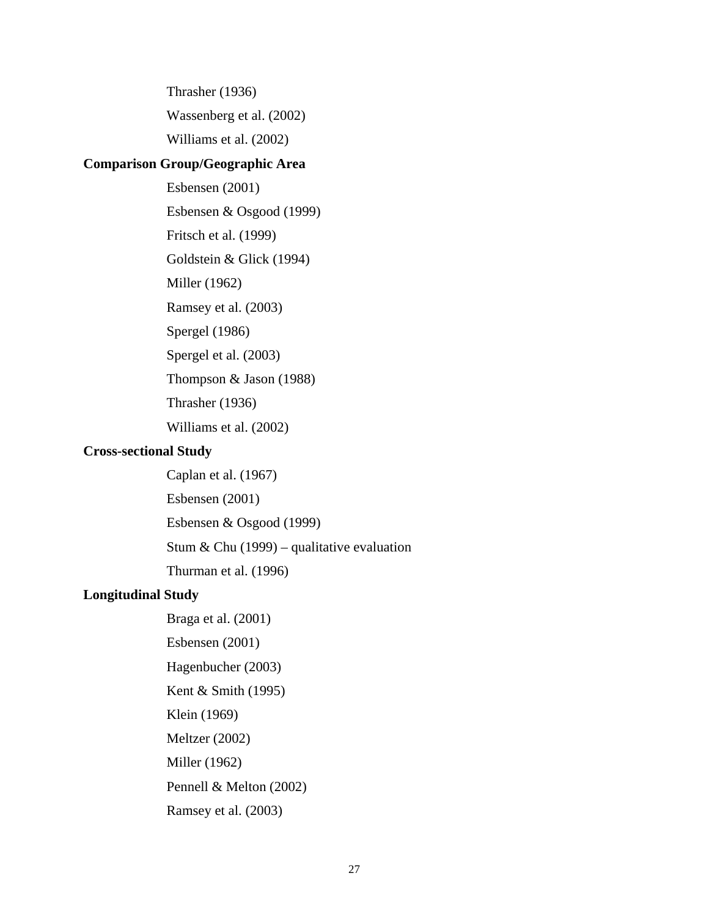Thrasher (1936)

Wassenberg et al. (2002)

Williams et al. (2002)

**Comparison Group/Geographic Area**

Esbensen (2001)

Esbensen & Osgood (1999)

Fritsch et al. (1999)

Goldstein & Glick (1994)

Miller (1962)

Ramsey et al. (2003)

Spergel (1986)

Spergel et al. (2003)

Thompson & Jason (1988)

Thrasher (1936)

Williams et al. (2002)

**Cross-sectional Study**

Caplan et al. (1967)

Esbensen (2001)

Esbensen & Osgood (1999)

Stum & Chu (1999) – qualitative evaluation

Thurman et al. (1996)

**Longitudinal Study**

Braga et al. (2001)

Esbensen (2001)

Hagenbucher (2003)

Kent & Smith (1995)

Klein (1969)

Meltzer (2002)

Miller (1962)

Pennell & Melton (2002)

Ramsey et al. (2003)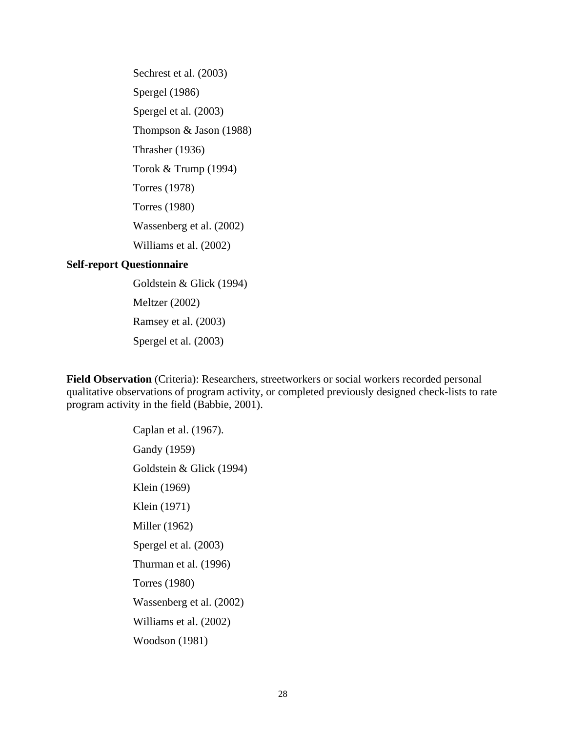Sechrest et al. (2003)

Spergel (1986)

Spergel et al. (2003)

Thompson & Jason (1988)

Thrasher (1936)

Torok & Trump (1994)

Torres (1978)

Torres (1980)

Wassenberg et al. (2002)

Williams et al. (2002)

**Self-report Questionnaire**

Goldstein & Glick (1994)

Meltzer (2002)

Ramsey et al. (2003)

Spergel et al. (2003)

**Field Observation** (Criteria): Researchers, streetworkers or social workers recorded personal qualitative observations of program activity, or completed previously designed check-lists to rate program activity in the field (Babbie, 2001).

Caplan et al. (1967).

Gandy (1959)

Goldstein & Glick (1994)

Klein (1969)

Klein (1971)

Miller (1962)

Spergel et al. (2003)

Thurman et al. (1996)

Torres (1980)

Wassenberg et al. (2002)

Williams et al. (2002)

Woodson (1981)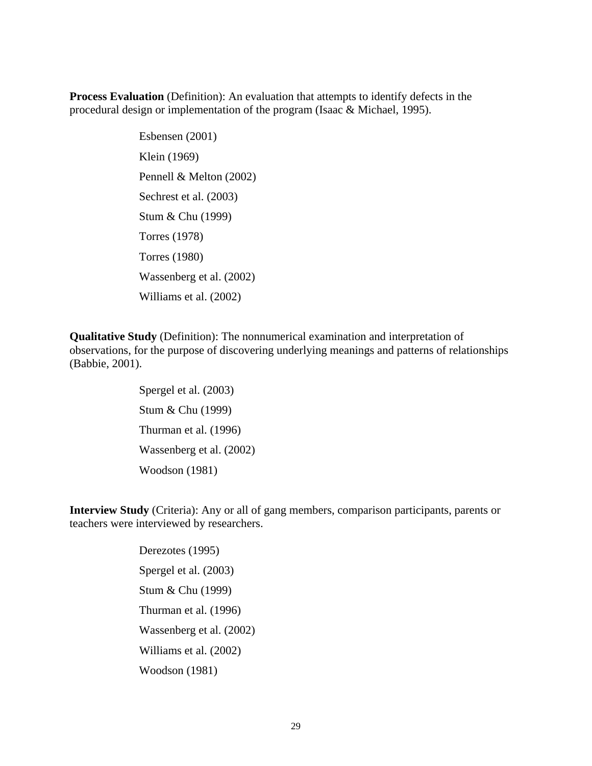**Process Evaluation** (Definition): An evaluation that attempts to identify defects in the procedural design or implementation of the program (Isaac & Michael, 1995).

Esbensen (2001)

Klein (1969)

Pennell & Melton (2002)

Sechrest et al. (2003)

Stum & Chu (1999)

Torres (1978)

Torres (1980)

Wassenberg et al. (2002)

Williams et al. (2002)

**Qualitative Study** (Definition): The nonnumerical examination and interpretation of observations, for the purpose of discovering underlying meanings and patterns of relationships (Babbie, 2001).

Spergel et al. (2003)

Stum & Chu (1999)

Thurman et al. (1996)

Wassenberg et al. (2002)

Woodson (1981)

**Interview Study** (Criteria): Any or all of gang members, comparison participants, parents or teachers were interviewed by researchers.

Derezotes (1995)

Spergel et al. (2003)

Stum & Chu (1999)

Thurman et al. (1996)

Wassenberg et al. (2002)

Williams et al. (2002)

Woodson (1981)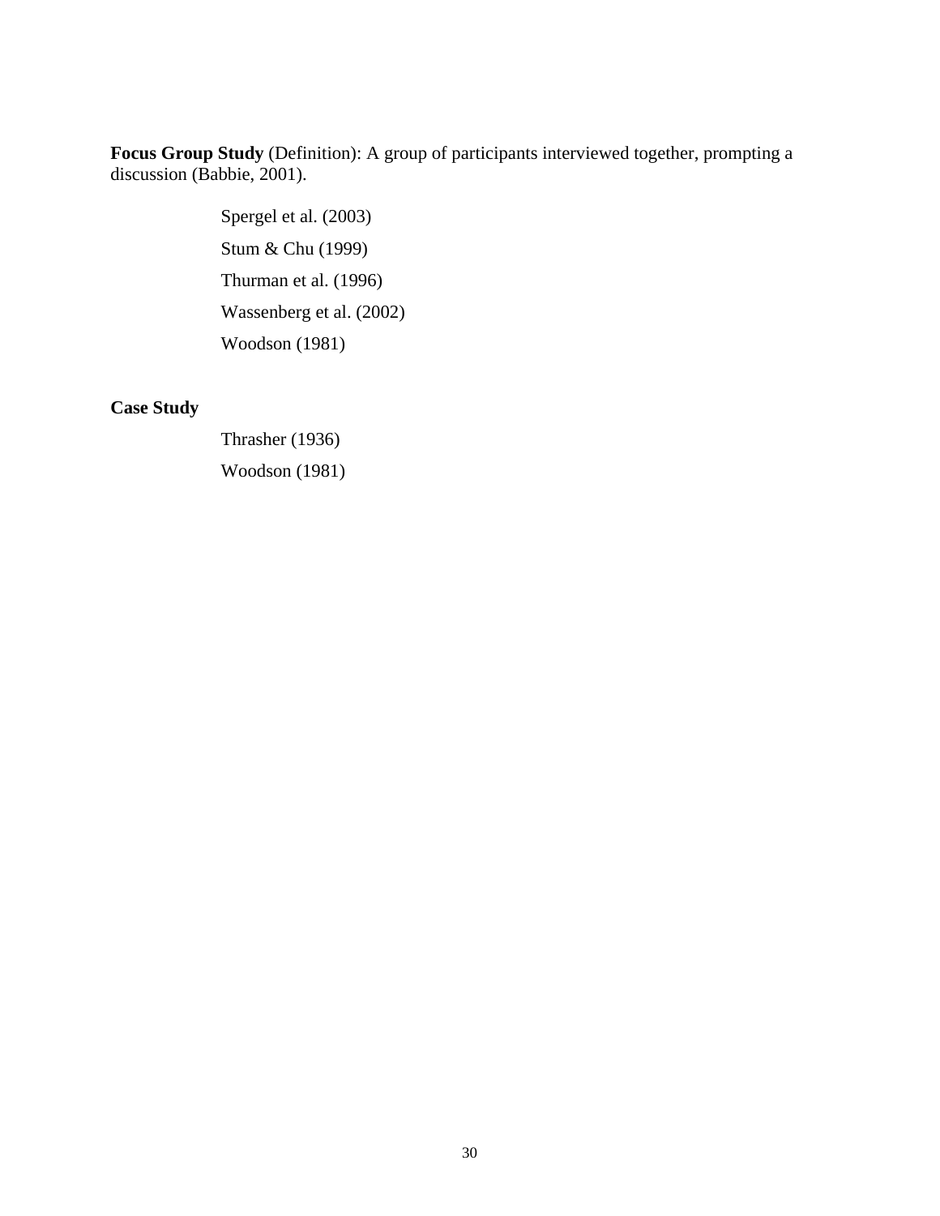**Focus Group Study** (Definition): A group of participants interviewed together, prompting a discussion (Babbie, 2001).

Spergel et al. (2003)

Stum & Chu (1999)

Thurman et al. (1996)

Wassenberg et al. (2002)

Woodson (1981)

**Case Study**

Thrasher (1936)

Woodson (1981)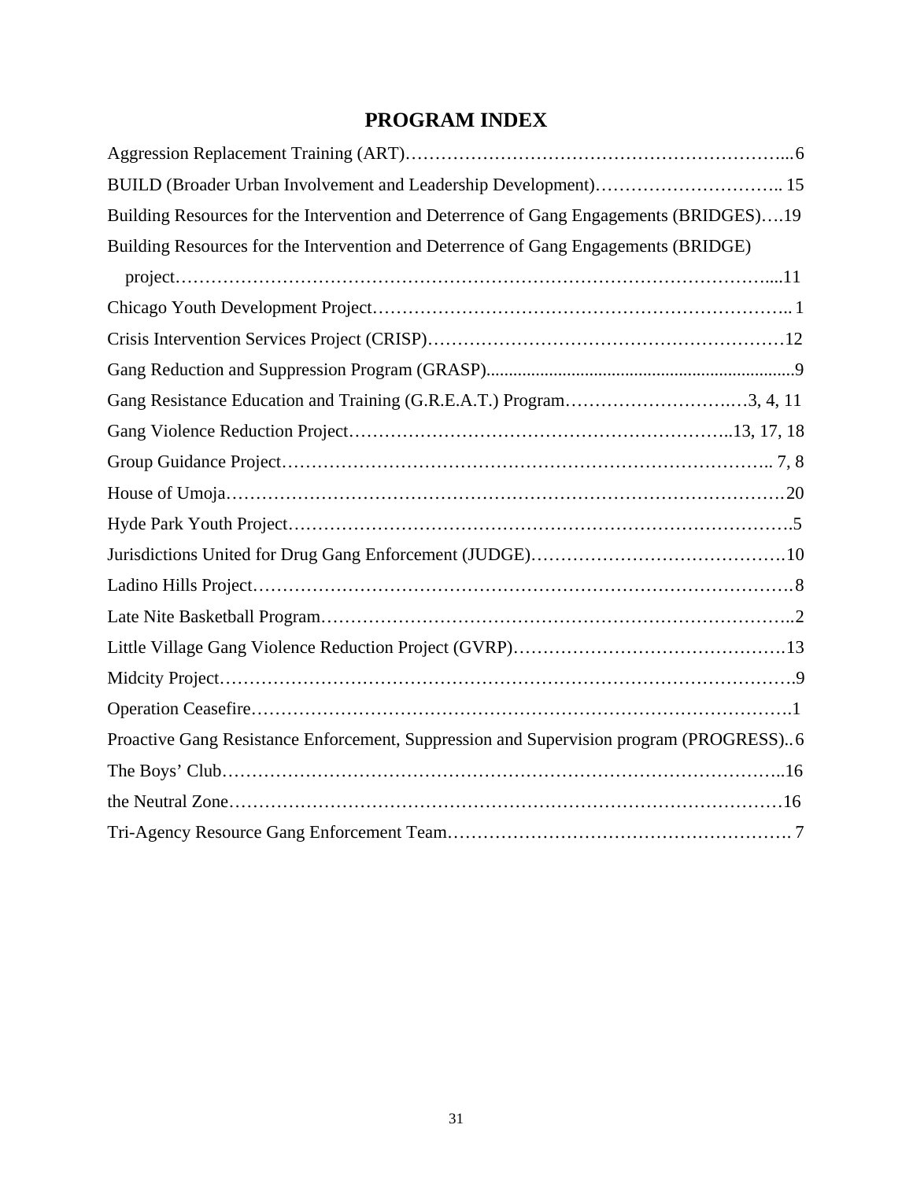# PROGRAM INDEX

Aggression Replacement Training (ART)…………………………………………………………...6

BUILD (Broader Urban Involvement and Leadership Development)………………………….. 15

Building Resources for the Intervention and Deterrence of Gang Engagements (BRIDGES)….19

Building Resources for the Intervention and Deterrence of Gang Engagements (BRIDGE) project…………………………………………………………………………………….....11

Chicago Youth Development Project…………………………………………………………….. 1

Crisis Intervention Services Project (CRISP)……………………………………………………12

Gang Reduction and Suppression Program (GRASP)......................................................................9

Gang Resistance Education and Training (G.R.E.A.T.) Program……………………….…3, 4, 11

Gang Violence Reduction Project……………………………………………………..13, 17, 18

Group Guidance Project…………………………………………………………………….. 7, 8

House of Umoja……………………………………………………………………………….20

Hyde Park Youth Project……………………………………………………………………….5

Jurisdictions United for Drug Gang Enforcement (JUDGE)…………………………………….10

Ladino Hills Project…………………………………………………………………………….8

Late Nite Basketball Program…………………………………………………………………..2

Little Village Gang Violence Reduction Project (GVRP)……………………………………….13

Midcity Project………………………………………………………………………………….9

Operation Ceasefire…………………………………………………………………………….1

Proactive Gang Resistance Enforcement, Suppression and Supervision program (PROGRESS).. 6

The Boys' Club…………………………………………………………………………………..16

the Neutral Zone………………………………………………………………………………16

Tri-Agency Resource Gang Enforcement Team…………………………………………………. 7